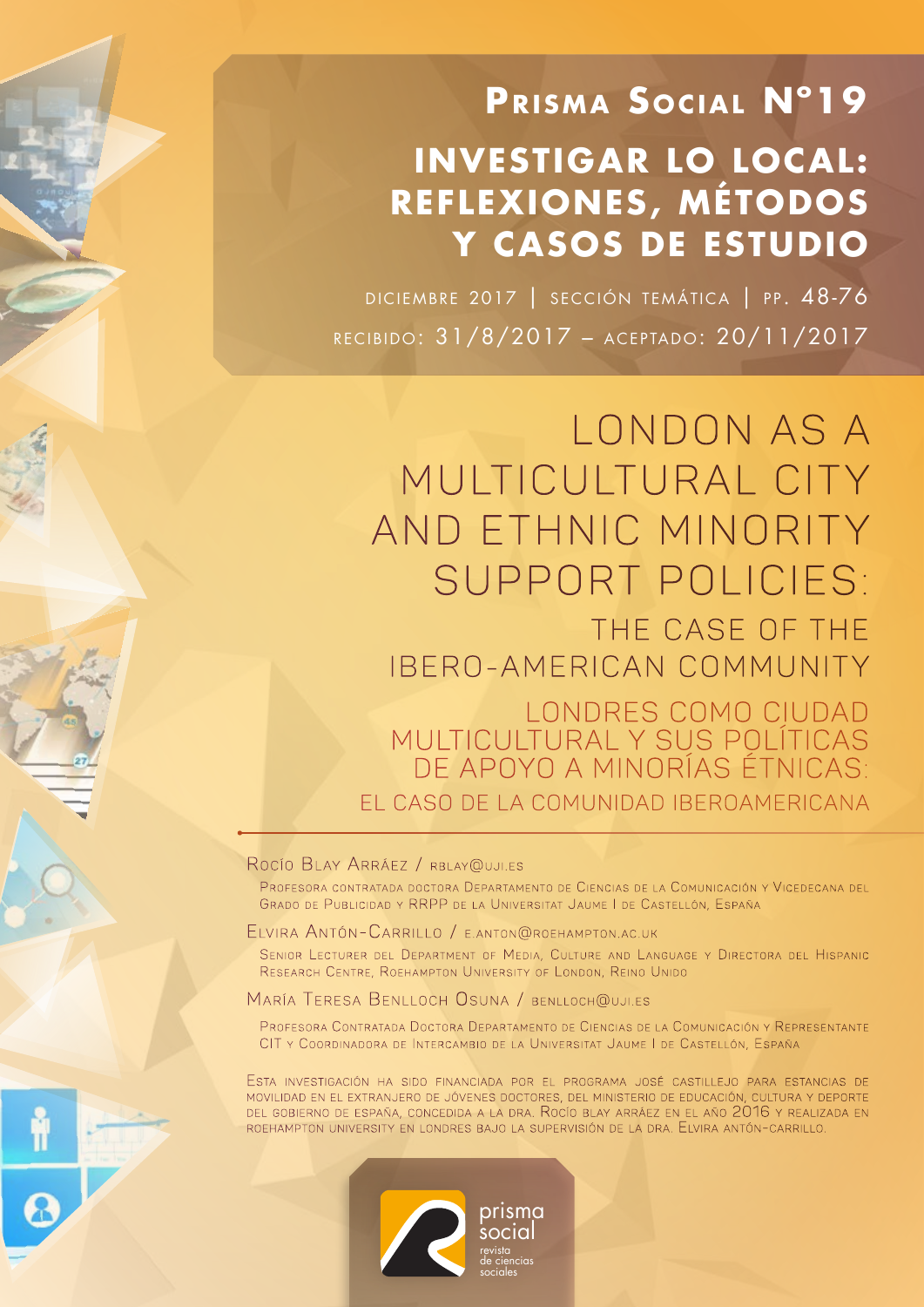**Prisma Social Nº19**

**INVESTIGAR LO LOCAL: REFLEXIONES, MÉTODOS Y CASOS DE ESTUDIO**

diciembre 2017 | sección temática | pp. 48-76

recibido: 31/8/2017 – aceptado: 20/11/2017

# LONDON AS A MULTICULTURAL CITY AND ETHNIC MINORITY SUPPORT POLICIES: THE CASE OF THE IBERO-AMERICAN COMMUNITY

## LONDRES COMO CIUDAD MULTICULTURAL Y SUS POLÍTICAS DE APOYO A MINORÍAS ÉTNICAS: EL CASO DE LA COMUNIDAD IBEROAMERICANA

Rocío Blay Arráez / rblay@uji.es

Profesora contratada doctora Departamento de Ciencias de la Comunicación y Vicedecana del Grado de Publicidad y RRPP de la Universitat Jaume I de Castellón, España

Elvira Antón-Carrillo / e.anton@roehampton.ac.uk

Senior Lecturer del Department of Media, Culture and Language y Directora del Hispanic Research Centre, Roehampton University of London, Reino Unido

María Teresa Benlloch Osuna / benlloch@uji.es

Profesora Contratada Doctora Departamento de Ciencias de la Comunicación y Representante CIT y Coordinadora de Intercambio de la Universitat Jaume I de Castellón, España

Esta investigación ha sido financiada por el programa José Castillejo para estancias de movilidad en el extranjero de jóvenes doctores, del Ministerio de Educación, Cultura y Deporte del Gobierno de España, concedida a la Dra. Rocío Blay Arráez en el año 2016 y realizada en Roehampton University en Londres bajo la supervisión de la Dra. Elvira Antón-Carrillo.

prisma social
revista de ciencias sociales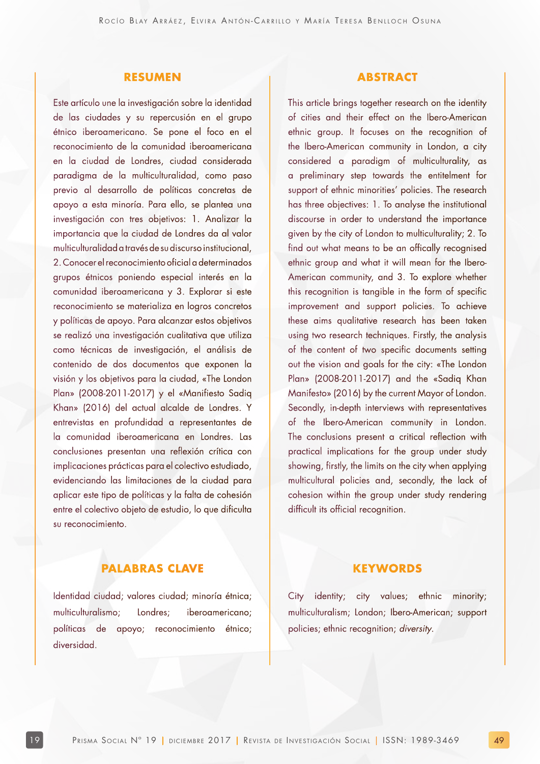## RESUMEN

Este artículo une la investigación sobre la identidad de las ciudades y su repercusión en el grupo étnico iberoamericano. Se pone el foco en el reconocimiento de la comunidad iberoamericana en la ciudad de Londres, ciudad considerada paradigma de la multiculturalidad, como paso previo al desarrollo de políticas concretas de apoyo a esta minoría. Para ello, se plantea una investigación con tres objetivos: 1. Analizar la importancia que la ciudad de Londres da al valor multiculturalidad a través de su discurso institucional, 2. Conocer el reconocimiento oficial a determinados grupos étnicos poniendo especial interés en la comunidad iberoamericana y 3. Explorar si este reconocimiento se materializa en logros concretos y políticas de apoyo. Para alcanzar estos objetivos se realizó una investigación cualitativa que utiliza como técnicas de investigación, el análisis de contenido de dos documentos que exponen la visión y los objetivos para la ciudad, «The London Plan» (2008-2011-2017) y el «Manifiesto Sadiq Khan» (2016) del actual alcalde de Londres. Y entrevistas en profundidad a representantes de la comunidad iberoamericana en Londres. Las conclusiones presentan una reflexión crítica con implicaciones prácticas para el colectivo estudiado, evidenciando las limitaciones de la ciudad para aplicar este tipo de políticas y la falta de cohesión entre el colectivo objeto de estudio, lo que dificulta su reconocimiento.

## PALABRAS CLAVE

Identidad ciudad; valores ciudad; minoría étnica; multiculturalismo; Londres; iberoamericano; políticas de apoyo; reconocimiento étnico; diversidad.

## ABSTRACT

This article brings together research on the identity of cities and their effect on the Ibero-American ethnic group. It focuses on the recognition of the Ibero-American community in London, a city considered a paradigm of multiculturality, as a preliminary step towards the entitlement for support of ethnic minorities' policies. The research has three objectives: 1. To analyse the institutional discourse in order to understand the importance given by the city of London to multiculturality; 2. To find out what means to be an offically recognised ethnic group and what it will mean for the Ibero-American community, and 3. To explore whether this recognition is tangible in the form of specific improvement and support policies. To achieve these aims qualitative research has been taken using two research techniques. Firstly, the analysis of the content of two specific documents setting out the vision and goals for the city: «The London Plan» (2008-2011-2017) and the «Sadiq Khan Manifesto» (2016) by the current Mayor of London. Secondly, in-depth interviews with representatives of the Ibero-American community in London. The conclusions present a critical reflection with practical implications for the group under study showing, firstly, the limits on the city when applying multicultural policies and, secondly, the lack of cohesion within the group under study rendering difficult its official recognition.

## KEYWORDS

City identity; city values; ethnic minority; multiculturalism; London; Ibero-American; support policies; ethnic recognition; *diversity*.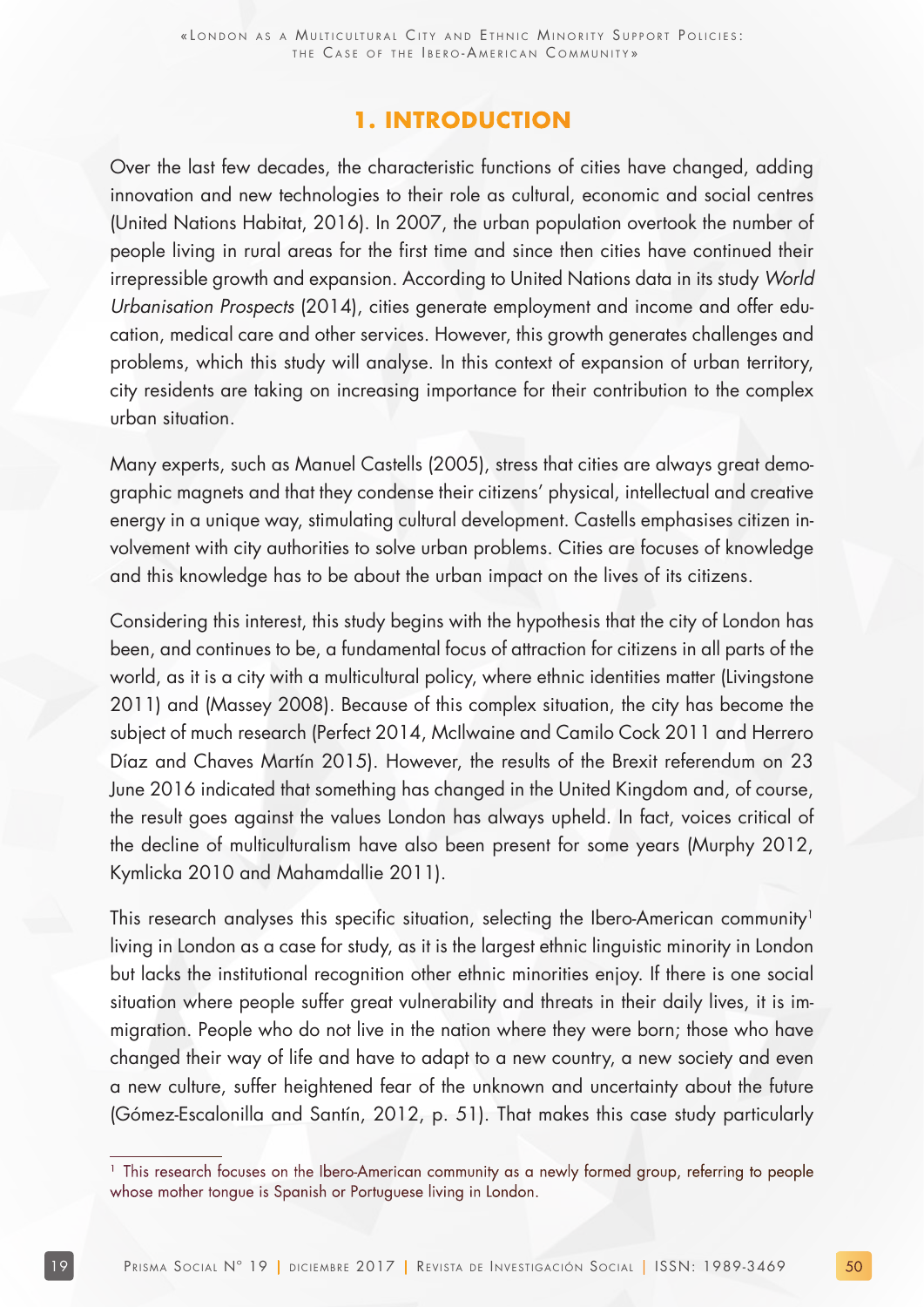# 1. INTRODUCTION

Over the last few decades, the characteristic functions of cities have changed, adding innovation and new technologies to their role as cultural, economic and social centres (United Nations Habitat, 2016). In 2007, the urban population overtook the number of people living in rural areas for the first time and since then cities have continued their irrepressible growth and expansion. According to United Nations data in its study *World Urbanisation Prospects* (2014), cities generate employment and income and offer education, medical care and other services. However, this growth generates challenges and problems, which this study will analyse. In this context of expansion of urban territory, city residents are taking on increasing importance for their contribution to the complex urban situation.

Many experts, such as Manuel Castells (2005), stress that cities are always great demographic magnets and that they condense their citizens' physical, intellectual and creative energy in a unique way, stimulating cultural development. Castells emphasises citizen involvement with city authorities to solve urban problems. Cities are focuses of knowledge and this knowledge has to be about the urban impact on the lives of its citizens.

Considering this interest, this study begins with the hypothesis that the city of London has been, and continues to be, a fundamental focus of attraction for citizens in all parts of the world, as it is a city with a multicultural policy, where ethnic identities matter (Livingstone 2011) and (Massey 2008). Because of this complex situation, the city has become the subject of much research (Perfect 2014, McIlwaine and Camilo Cock 2011 and Herrero Díaz and Chaves Martín 2015). However, the results of the Brexit referendum on 23 June 2016 indicated that something has changed in the United Kingdom and, of course, the result goes against the values London has always upheld. In fact, voices critical of the decline of multiculturalism have also been present for some years (Murphy 2012, Kymlicka 2010 and Mahamdallie 2011).

This research analyses this specific situation, selecting the Ibero-American community[1] living in London as a case for study, as it is the largest ethnic linguistic minority in London but lacks the institutional recognition other ethnic minorities enjoy. If there is one social situation where people suffer great vulnerability and threats in their daily lives, it is immigration. People who do not live in the nation where they were born; those who have changed their way of life and have to adapt to a new country, a new society and even a new culture, suffer heightened fear of the unknown and uncertainty about the future (Gómez-Escalonilla and Santín, 2012, p. 51). That makes this case study particularly

[1] This research focuses on the Ibero-American community as a newly formed group, referring to people whose mother tongue is Spanish or Portuguese living in London.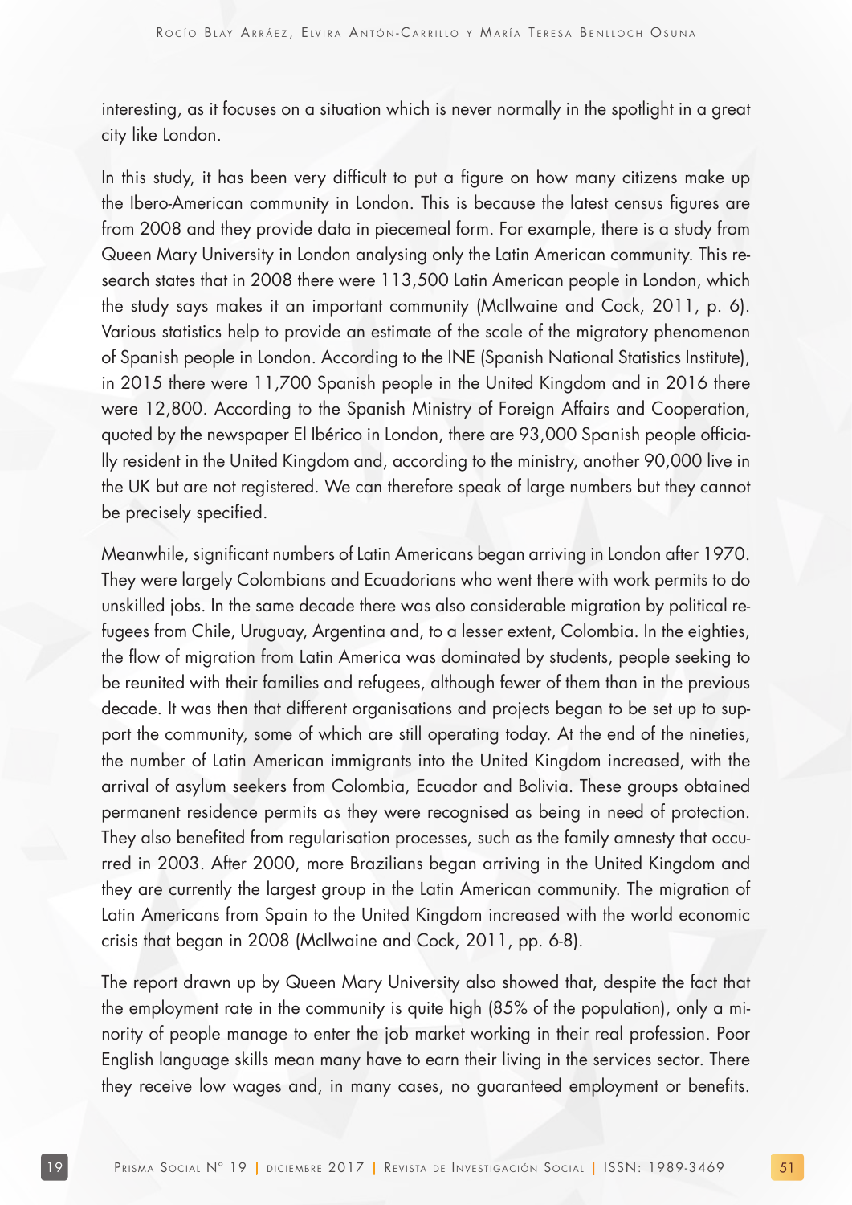interesting, as it focuses on a situation which is never normally in the spotlight in a great city like London.

In this study, it has been very difficult to put a figure on how many citizens make up the Ibero-American community in London. This is because the latest census figures are from 2008 and they provide data in piecemeal form. For example, there is a study from Queen Mary University in London analysing only the Latin American community. This research states that in 2008 there were 113,500 Latin American people in London, which the study says makes it an important community (McIlwaine and Cock, 2011, p. 6). Various statistics help to provide an estimate of the scale of the migratory phenomenon of Spanish people in London. According to the INE (Spanish National Statistics Institute), in 2015 there were 11,700 Spanish people in the United Kingdom and in 2016 there were 12,800. According to the Spanish Ministry of Foreign Affairs and Cooperation, quoted by the newspaper El Ibérico in London, there are 93,000 Spanish people officially resident in the United Kingdom and, according to the ministry, another 90,000 live in the UK but are not registered. We can therefore speak of large numbers but they cannot be precisely specified.

Meanwhile, significant numbers of Latin Americans began arriving in London after 1970. They were largely Colombians and Ecuadorians who went there with work permits to do unskilled jobs. In the same decade there was also considerable migration by political refugees from Chile, Uruguay, Argentina and, to a lesser extent, Colombia. In the eighties, the flow of migration from Latin America was dominated by students, people seeking to be reunited with their families and refugees, although fewer of them than in the previous decade. It was then that different organisations and projects began to be set up to support the community, some of which are still operating today. At the end of the nineties, the number of Latin American immigrants into the United Kingdom increased, with the arrival of asylum seekers from Colombia, Ecuador and Bolivia. These groups obtained permanent residence permits as they were recognised as being in need of protection. They also benefited from regularisation processes, such as the family amnesty that occurred in 2003. After 2000, more Brazilians began arriving in the United Kingdom and they are currently the largest group in the Latin American community. The migration of Latin Americans from Spain to the United Kingdom increased with the world economic crisis that began in 2008 (McIlwaine and Cock, 2011, pp. 6-8).

The report drawn up by Queen Mary University also showed that, despite the fact that the employment rate in the community is quite high (85% of the population), only a minority of people manage to enter the job market working in their real profession. Poor English language skills mean many have to earn their living in the services sector. There they receive low wages and, in many cases, no guaranteed employment or benefits.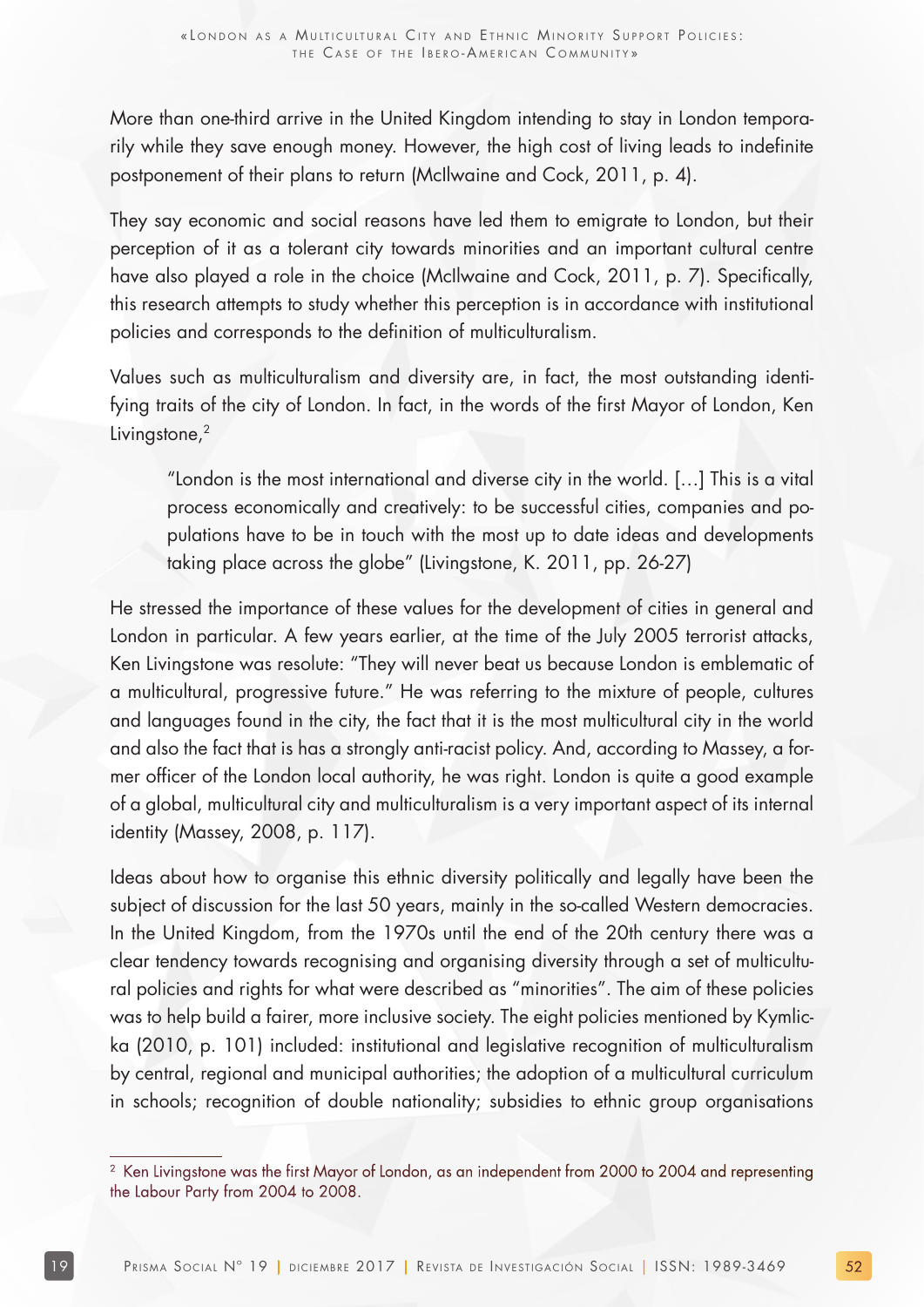More than one-third arrive in the United Kingdom intending to stay in London temporarily while they save enough money. However, the high cost of living leads to indefinite postponement of their plans to return (McIlwaine and Cock, 2011, p. 4).

They say economic and social reasons have led them to emigrate to London, but their perception of it as a tolerant city towards minorities and an important cultural centre have also played a role in the choice (McIlwaine and Cock, 2011, p. 7). Specifically, this research attempts to study whether this perception is in accordance with institutional policies and corresponds to the definition of multiculturalism.

Values such as multiculturalism and diversity are, in fact, the most outstanding identifying traits of the city of London. In fact, in the words of the first Mayor of London, Ken Livingstone,[2]

> "London is the most international and diverse city in the world. [...] This is a vital process economically and creatively: to be successful cities, companies and populations have to be in touch with the most up to date ideas and developments taking place across the globe" (Livingstone, K. 2011, pp. 26-27)

He stressed the importance of these values for the development of cities in general and London in particular. A few years earlier, at the time of the July 2005 terrorist attacks, Ken Livingstone was resolute: "They will never beat us because London is emblematic of a multicultural, progressive future." He was referring to the mixture of people, cultures and languages found in the city, the fact that it is the most multicultural city in the world and also the fact that is has a strongly anti-racist policy. And, according to Massey, a former officer of the London local authority, he was right. London is quite a good example of a global, multicultural city and multiculturalism is a very important aspect of its internal identity (Massey, 2008, p. 117).

Ideas about how to organise this ethnic diversity politically and legally have been the subject of discussion for the last 50 years, mainly in the so-called Western democracies. In the United Kingdom, from the 1970s until the end of the 20th century there was a clear tendency towards recognising and organising diversity through a set of multicultural policies and rights for what were described as "minorities". The aim of these policies was to help build a fairer, more inclusive society. The eight policies mentioned by Kymlicka (2010, p. 101) included: institutional and legislative recognition of multiculturalism by central, regional and municipal authorities; the adoption of a multicultural curriculum in schools; recognition of double nationality; subsidies to ethnic group organisations

---

[2] Ken Livingstone was the first Mayor of London, as an independent from 2000 to 2004 and representing the Labour Party from 2004 to 2008.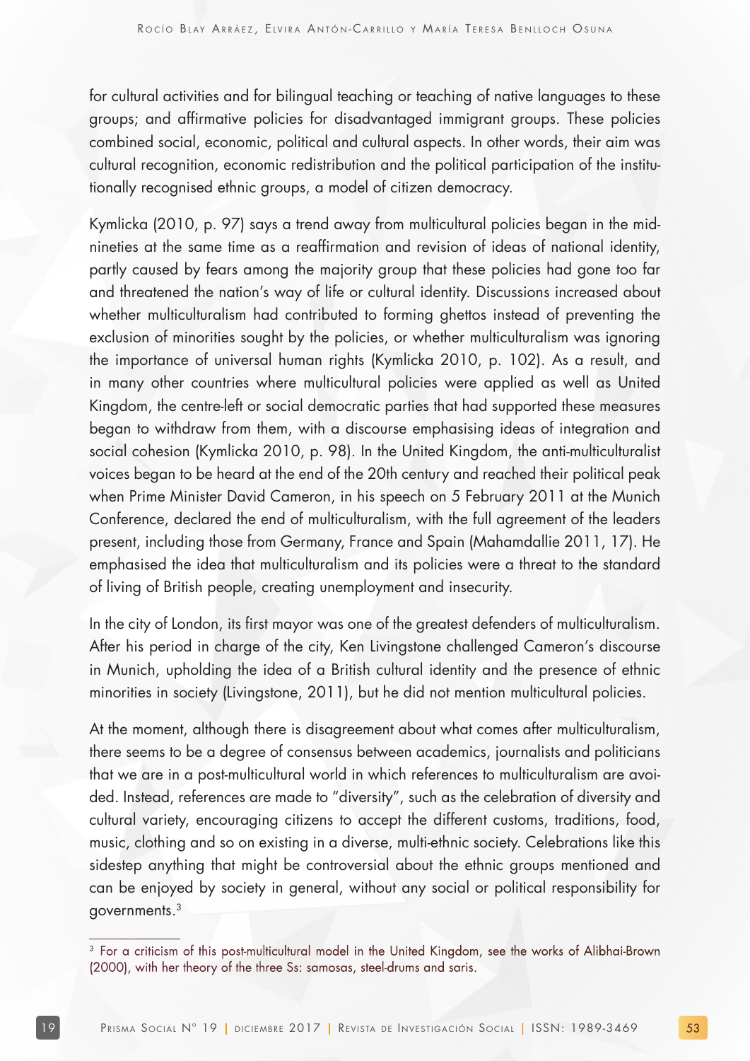for cultural activities and for bilingual teaching or teaching of native languages to these groups; and affirmative policies for disadvantaged immigrant groups. These policies combined social, economic, political and cultural aspects. In other words, their aim was cultural recognition, economic redistribution and the political participation of the institutionally recognised ethnic groups, a model of citizen democracy.

Kymlicka (2010, p. 97) says a trend away from multicultural policies began in the mid-nineties at the same time as a reaffirmation and revision of ideas of national identity, partly caused by fears among the majority group that these policies had gone too far and threatened the nation's way of life or cultural identity. Discussions increased about whether multiculturalism had contributed to forming ghettos instead of preventing the exclusion of minorities sought by the policies, or whether multiculturalism was ignoring the importance of universal human rights (Kymlicka 2010, p. 102). As a result, and in many other countries where multicultural policies were applied as well as United Kingdom, the centre-left or social democratic parties that had supported these measures began to withdraw from them, with a discourse emphasising ideas of integration and social cohesion (Kymlicka 2010, p. 98). In the United Kingdom, the anti-multiculturalist voices began to be heard at the end of the 20th century and reached their political peak when Prime Minister David Cameron, in his speech on 5 February 2011 at the Munich Conference, declared the end of multiculturalism, with the full agreement of the leaders present, including those from Germany, France and Spain (Mahamdallie 2011, 17). He emphasised the idea that multiculturalism and its policies were a threat to the standard of living of British people, creating unemployment and insecurity.

In the city of London, its first mayor was one of the greatest defenders of multiculturalism. After his period in charge of the city, Ken Livingstone challenged Cameron's discourse in Munich, upholding the idea of a British cultural identity and the presence of ethnic minorities in society (Livingstone, 2011), but he did not mention multicultural policies.

At the moment, although there is disagreement about what comes after multiculturalism, there seems to be a degree of consensus between academics, journalists and politicians that we are in a post-multicultural world in which references to multiculturalism are avoided. Instead, references are made to "diversity", such as the celebration of diversity and cultural variety, encouraging citizens to accept the different customs, traditions, food, music, clothing and so on existing in a diverse, multi-ethnic society. Celebrations like this sidestep anything that might be controversial about the ethnic groups mentioned and can be enjoyed by society in general, without any social or political responsibility for governments.[3]

[3] For a criticism of this post-multicultural model in the United Kingdom, see the works of Alibhai-Brown (2000), with her theory of the three Ss: samosas, steel-drums and saris.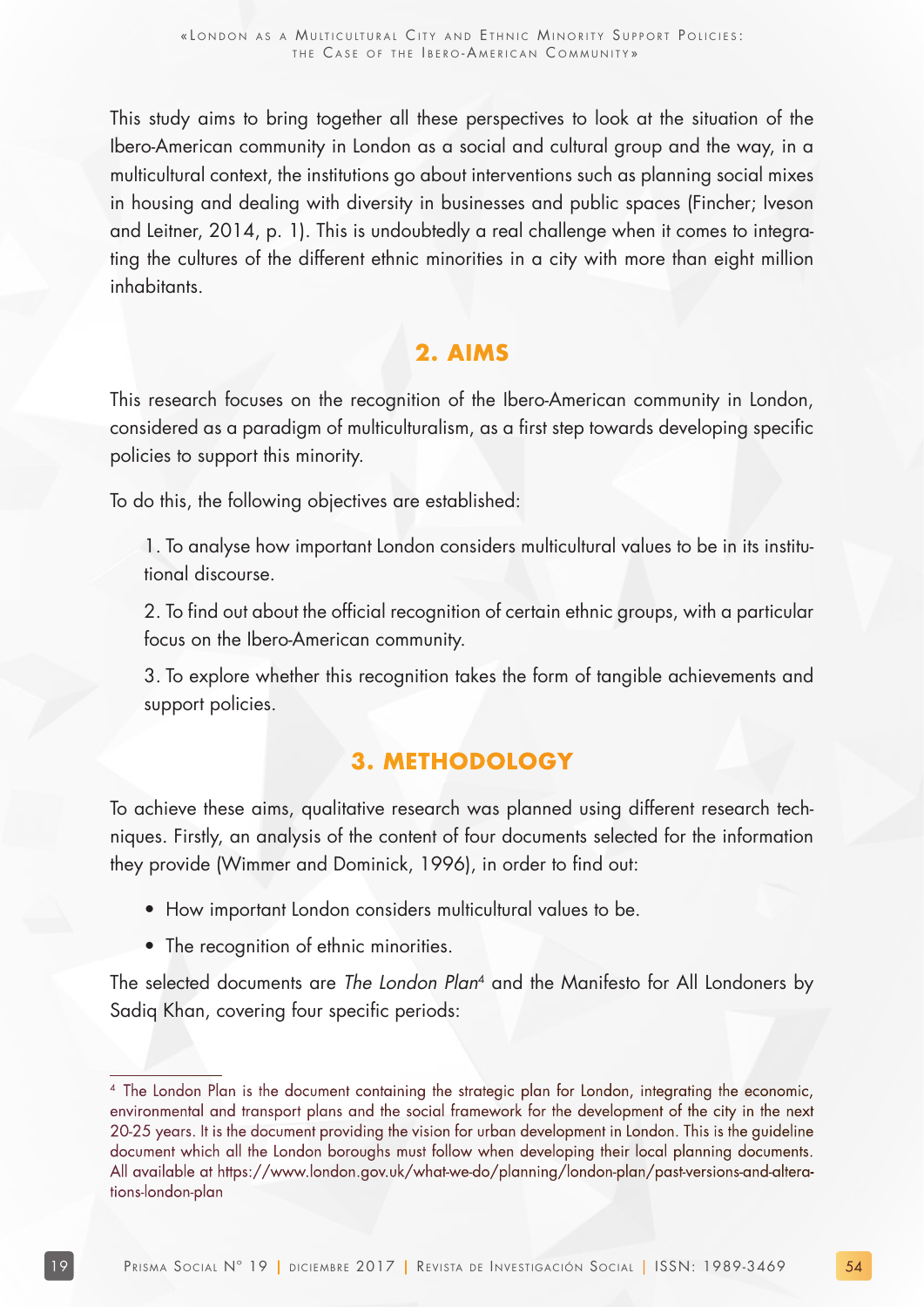This study aims to bring together all these perspectives to look at the situation of the Ibero-American community in London as a social and cultural group and the way, in a multicultural context, the institutions go about interventions such as planning social mixes in housing and dealing with diversity in businesses and public spaces (Fincher; Iveson and Leitner, 2014, p. 1). This is undoubtedly a real challenge when it comes to integrating the cultures of the different ethnic minorities in a city with more than eight million inhabitants.

## 2. AIMS

This research focuses on the recognition of the Ibero-American community in London, considered as a paradigm of multiculturalism, as a first step towards developing specific policies to support this minority.

To do this, the following objectives are established:

1. To analyse how important London considers multicultural values to be in its institutional discourse.
2. To find out about the official recognition of certain ethnic groups, with a particular focus on the Ibero-American community.
3. To explore whether this recognition takes the form of tangible achievements and support policies.

## 3. METHODOLOGY

To achieve these aims, qualitative research was planned using different research techniques. Firstly, an analysis of the content of four documents selected for the information they provide (Wimmer and Dominick, 1996), in order to find out:

- How important London considers multicultural values to be.
- The recognition of ethnic minorities.

The selected documents are *The London Plan*[4] and the Manifesto for All Londoners by Sadiq Khan, covering four specific periods:

[4] The London Plan is the document containing the strategic plan for London, integrating the economic, environmental and transport plans and the social framework for the development of the city in the next 20-25 years. It is the document providing the vision for urban development in London. This is the guideline document which all the London boroughs must follow when developing their local planning documents. All available at https://www.london.gov.uk/what-we-do/planning/london-plan/past-versions-and-alterations-london-plan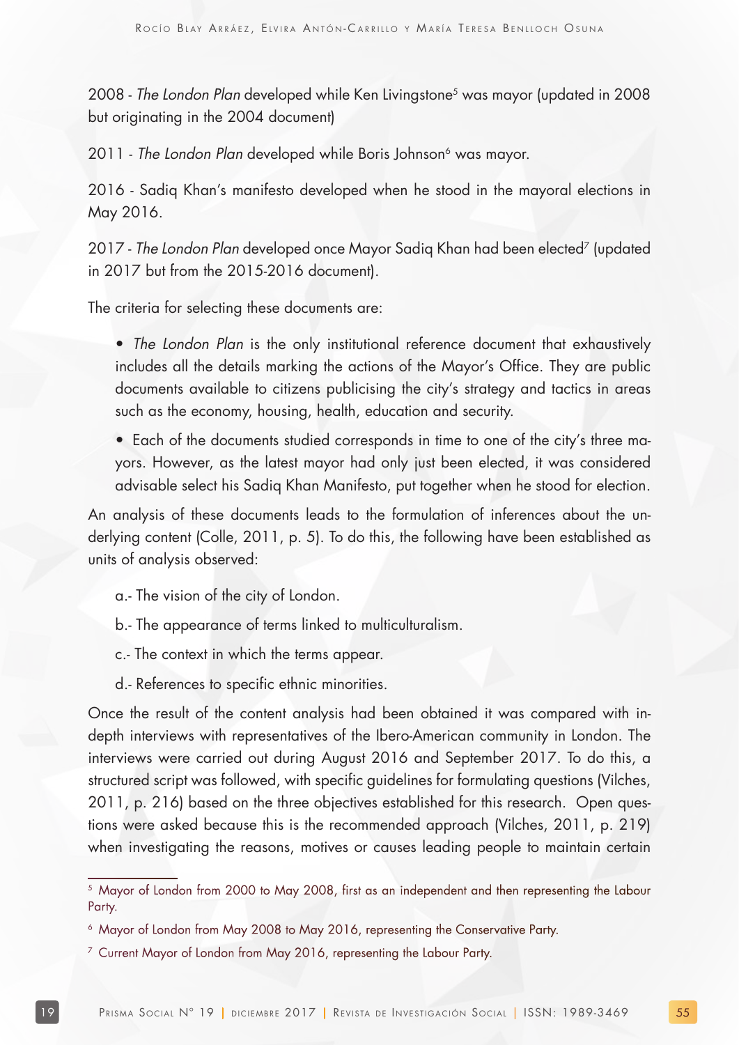2008 - *The London Plan* developed while Ken Livingstone[5] was mayor (updated in 2008 but originating in the 2004 document)

2011 - *The London Plan* developed while Boris Johnson[6] was mayor.

2016 - Sadiq Khan's manifesto developed when he stood in the mayoral elections in May 2016.

2017 - *The London Plan* developed once Mayor Sadiq Khan had been elected[7] (updated in 2017 but from the 2015-2016 document).

The criteria for selecting these documents are:

- *The London Plan* is the only institutional reference document that exhaustively includes all the details marking the actions of the Mayor's Office. They are public documents available to citizens publicising the city's strategy and tactics in areas such as the economy, housing, health, education and security.
- Each of the documents studied corresponds in time to one of the city's three mayors. However, as the latest mayor had only just been elected, it was considered advisable select his Sadiq Khan Manifesto, put together when he stood for election.

An analysis of these documents leads to the formulation of inferences about the underlying content (Colle, 2011, p. 5). To do this, the following have been established as units of analysis observed:

a.- The vision of the city of London.

b.- The appearance of terms linked to multiculturalism.

c.- The context in which the terms appear.

d.- References to specific ethnic minorities.

Once the result of the content analysis had been obtained it was compared with in-depth interviews with representatives of the Ibero-American community in London. The interviews were carried out during August 2016 and September 2017. To do this, a structured script was followed, with specific guidelines for formulating questions (Vilches, 2011, p. 216) based on the three objectives established for this research. Open questions were asked because this is the recommended approach (Vilches, 2011, p. 219) when investigating the reasons, motives or causes leading people to maintain certain

---

[5] Mayor of London from 2000 to May 2008, first as an independent and then representing the Labour Party.

[6] Mayor of London from May 2008 to May 2016, representing the Conservative Party.

[7] Current Mayor of London from May 2016, representing the Labour Party.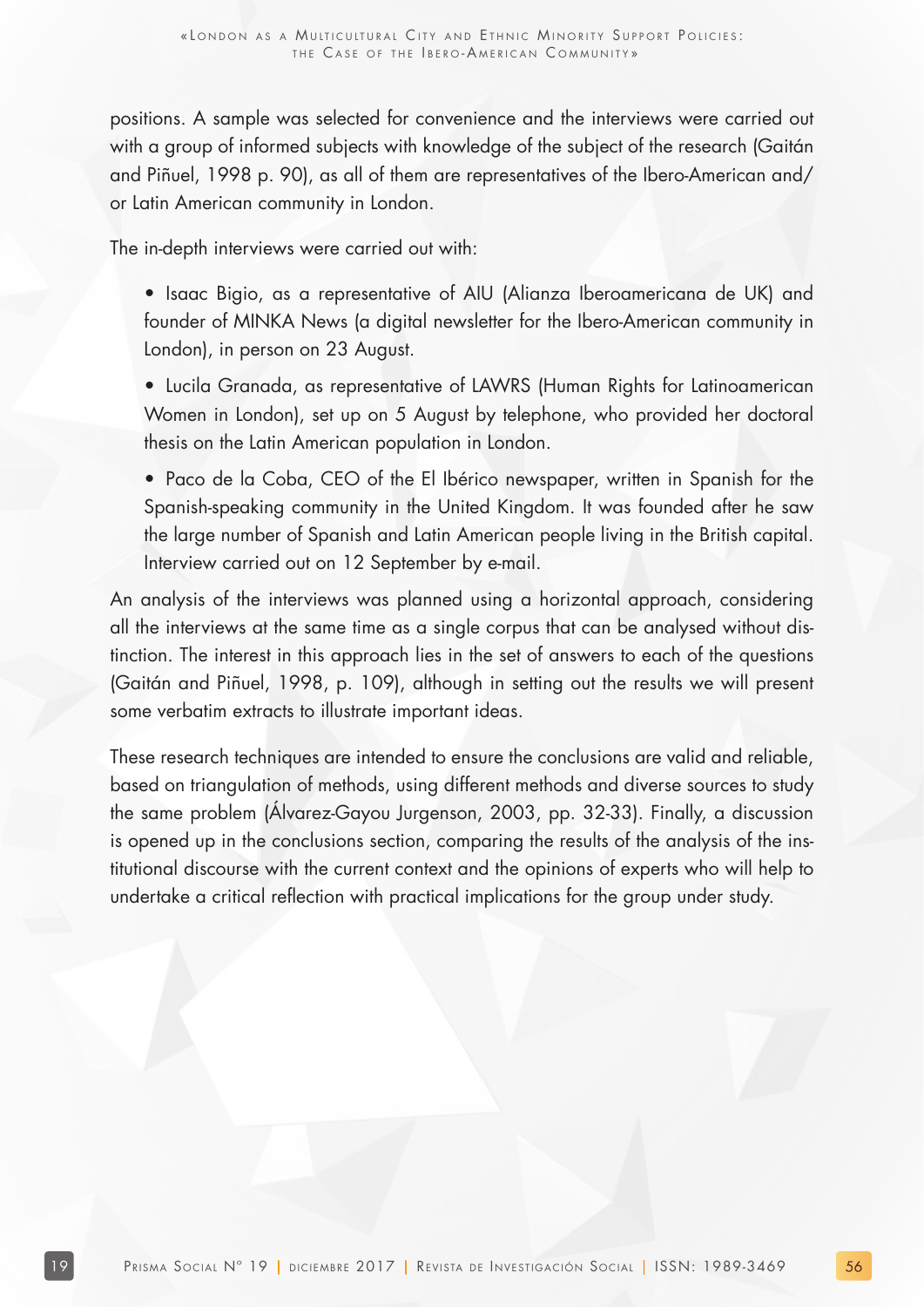positions. A sample was selected for convenience and the interviews were carried out with a group of informed subjects with knowledge of the subject of the research (Gaitán and Piñuel, 1998 p. 90), as all of them are representatives of the Ibero-American and/ or Latin American community in London.

The in-depth interviews were carried out with:

- Isaac Bigio, as a representative of AIU (Alianza Iberoamericana de UK) and founder of MINKA News (a digital newsletter for the Ibero-American community in London), in person on 23 August.
- Lucila Granada, as representative of LAWRS (Human Rights for Latinoamerican Women in London), set up on 5 August by telephone, who provided her doctoral thesis on the Latin American population in London.
- Paco de la Coba, CEO of the El Ibérico newspaper, written in Spanish for the Spanish-speaking community in the United Kingdom. It was founded after he saw the large number of Spanish and Latin American people living in the British capital. Interview carried out on 12 September by e-mail.

An analysis of the interviews was planned using a horizontal approach, considering all the interviews at the same time as a single corpus that can be analysed without distinction. The interest in this approach lies in the set of answers to each of the questions (Gaitán and Piñuel, 1998, p. 109), although in setting out the results we will present some verbatim extracts to illustrate important ideas.

These research techniques are intended to ensure the conclusions are valid and reliable, based on triangulation of methods, using different methods and diverse sources to study the same problem (Álvarez-Gayou Jurgenson, 2003, pp. 32-33). Finally, a discussion is opened up in the conclusions section, comparing the results of the analysis of the institutional discourse with the current context and the opinions of experts who will help to undertake a critical reflection with practical implications for the group under study.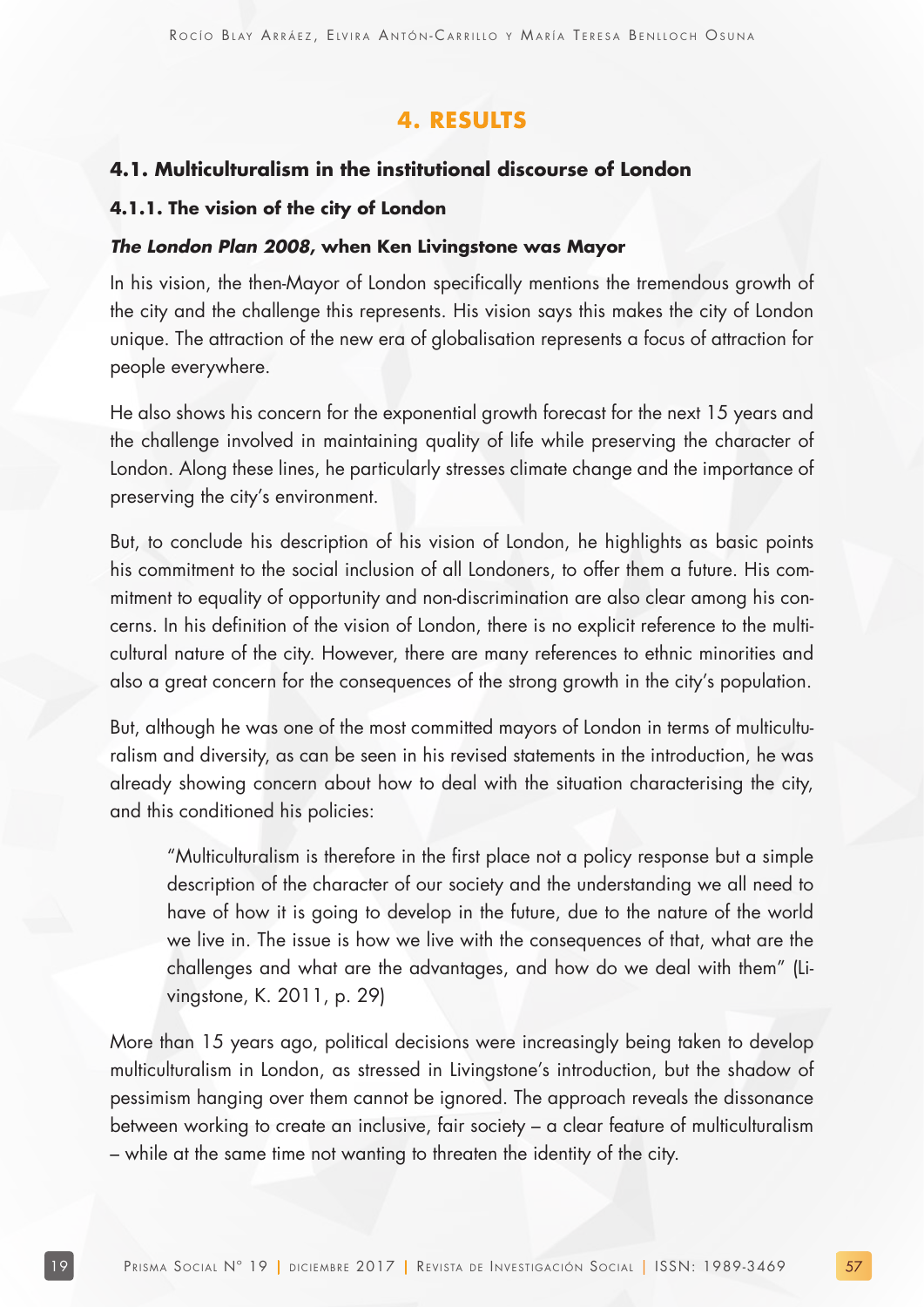# 4. RESULTS

## 4.1. Multiculturalism in the institutional discourse of London

### 4.1.1. The vision of the city of London

#### *The London Plan 2008,* when Ken Livingstone was Mayor

In his vision, the then-Mayor of London specifically mentions the tremendous growth of the city and the challenge this represents. His vision says this makes the city of London unique. The attraction of the new era of globalisation represents a focus of attraction for people everywhere.

He also shows his concern for the exponential growth forecast for the next 15 years and the challenge involved in maintaining quality of life while preserving the character of London. Along these lines, he particularly stresses climate change and the importance of preserving the city's environment.

But, to conclude his description of his vision of London, he highlights as basic points his commitment to the social inclusion of all Londoners, to offer them a future. His commitment to equality of opportunity and non-discrimination are also clear among his concerns. In his definition of the vision of London, there is no explicit reference to the multicultural nature of the city. However, there are many references to ethnic minorities and also a great concern for the consequences of the strong growth in the city's population.

But, although he was one of the most committed mayors of London in terms of multiculturalism and diversity, as can be seen in his revised statements in the introduction, he was already showing concern about how to deal with the situation characterising the city, and this conditioned his policies:

> "Multiculturalism is therefore in the first place not a policy response but a simple description of the character of our society and the understanding we all need to have of how it is going to develop in the future, due to the nature of the world we live in. The issue is how we live with the consequences of that, what are the challenges and what are the advantages, and how do we deal with them" (Livingstone, K. 2011, p. 29)

More than 15 years ago, political decisions were increasingly being taken to develop multiculturalism in London, as stressed in Livingstone's introduction, but the shadow of pessimism hanging over them cannot be ignored. The approach reveals the dissonance between working to create an inclusive, fair society – a clear feature of multiculturalism – while at the same time not wanting to threaten the identity of the city.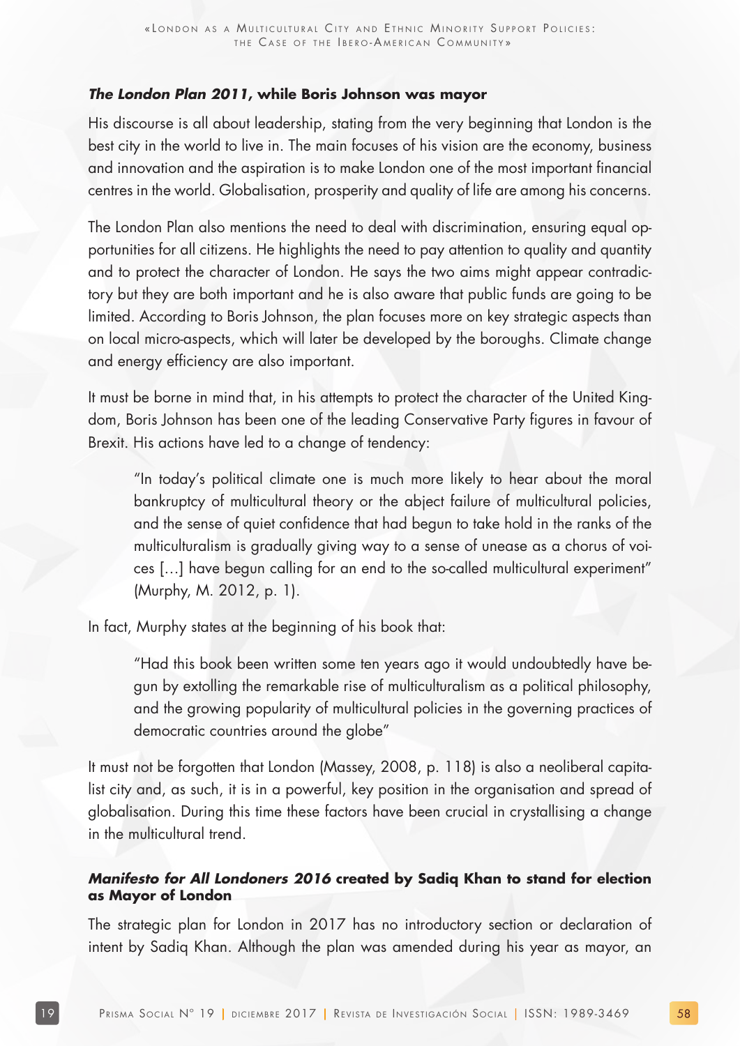### *The London Plan 2011*, while Boris Johnson was mayor

His discourse is all about leadership, stating from the very beginning that London is the best city in the world to live in. The main focuses of his vision are the economy, business and innovation and the aspiration is to make London one of the most important financial centres in the world. Globalisation, prosperity and quality of life are among his concerns.

The London Plan also mentions the need to deal with discrimination, ensuring equal opportunities for all citizens. He highlights the need to pay attention to quality and quantity and to protect the character of London. He says the two aims might appear contradictory but they are both important and he is also aware that public funds are going to be limited. According to Boris Johnson, the plan focuses more on key strategic aspects than on local micro-aspects, which will later be developed by the boroughs. Climate change and energy efficiency are also important.

It must be borne in mind that, in his attempts to protect the character of the United Kingdom, Boris Johnson has been one of the leading Conservative Party figures in favour of Brexit. His actions have led to a change of tendency:

> "In today's political climate one is much more likely to hear about the moral bankruptcy of multicultural theory or the abject failure of multicultural policies, and the sense of quiet confidence that had begun to take hold in the ranks of the multiculturalism is gradually giving way to a sense of unease as a chorus of voices [...] have begun calling for an end to the so-called multicultural experiment" (Murphy, M. 2012, p. 1).

In fact, Murphy states at the beginning of his book that:

> "Had this book been written some ten years ago it would undoubtedly have begun by extolling the remarkable rise of multiculturalism as a political philosophy, and the growing popularity of multicultural policies in the governing practices of democratic countries around the globe"

It must not be forgotten that London (Massey, 2008, p. 118) is also a neoliberal capitalist city and, as such, it is in a powerful, key position in the organisation and spread of globalisation. During this time these factors have been crucial in crystallising a change in the multicultural trend.

### *Manifesto for All Londoners 2016* created by Sadiq Khan to stand for election as Mayor of London

The strategic plan for London in 2017 has no introductory section or declaration of intent by Sadiq Khan. Although the plan was amended during his year as mayor, an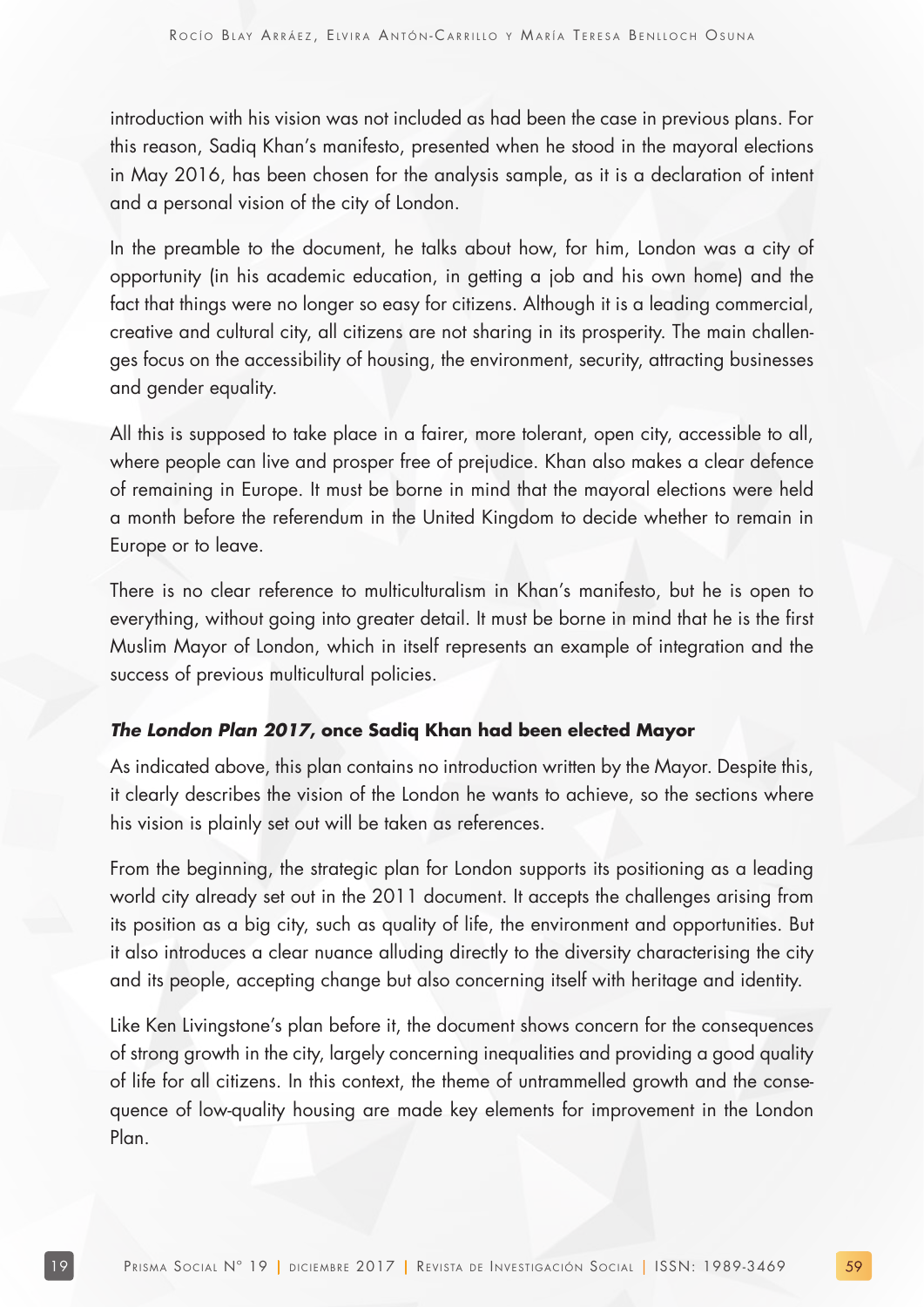introduction with his vision was not included as had been the case in previous plans. For this reason, Sadiq Khan's manifesto, presented when he stood in the mayoral elections in May 2016, has been chosen for the analysis sample, as it is a declaration of intent and a personal vision of the city of London.

In the preamble to the document, he talks about how, for him, London was a city of opportunity (in his academic education, in getting a job and his own home) and the fact that things were no longer so easy for citizens. Although it is a leading commercial, creative and cultural city, all citizens are not sharing in its prosperity. The main challenges focus on the accessibility of housing, the environment, security, attracting businesses and gender equality.

All this is supposed to take place in a fairer, more tolerant, open city, accessible to all, where people can live and prosper free of prejudice. Khan also makes a clear defence of remaining in Europe. It must be borne in mind that the mayoral elections were held a month before the referendum in the United Kingdom to decide whether to remain in Europe or to leave.

There is no clear reference to multiculturalism in Khan's manifesto, but he is open to everything, without going into greater detail. It must be borne in mind that he is the first Muslim Mayor of London, which in itself represents an example of integration and the success of previous multicultural policies.

#### ***The London Plan 2017*, once Sadiq Khan had been elected Mayor**

As indicated above, this plan contains no introduction written by the Mayor. Despite this, it clearly describes the vision of the London he wants to achieve, so the sections where his vision is plainly set out will be taken as references.

From the beginning, the strategic plan for London supports its positioning as a leading world city already set out in the 2011 document. It accepts the challenges arising from its position as a big city, such as quality of life, the environment and opportunities. But it also introduces a clear nuance alluding directly to the diversity characterising the city and its people, accepting change but also concerning itself with heritage and identity.

Like Ken Livingstone's plan before it, the document shows concern for the consequences of strong growth in the city, largely concerning inequalities and providing a good quality of life for all citizens. In this context, the theme of untrammelled growth and the consequence of low-quality housing are made key elements for improvement in the London Plan.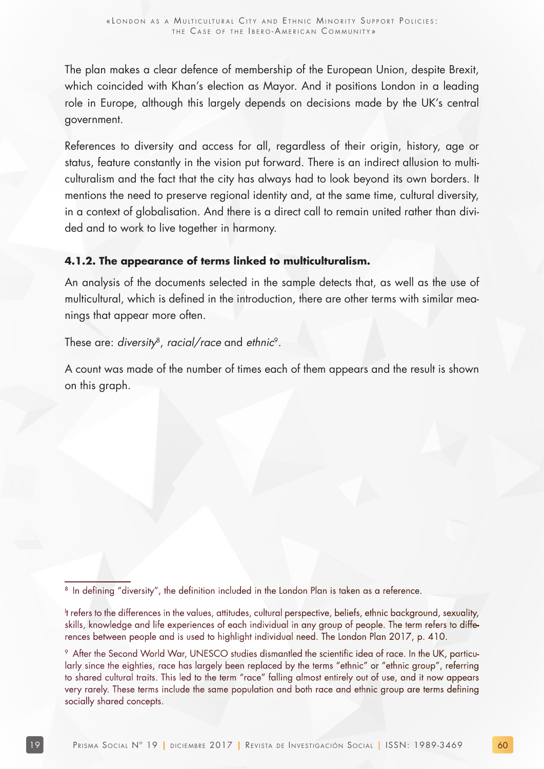The plan makes a clear defence of membership of the European Union, despite Brexit, which coincided with Khan's election as Mayor. And it positions London in a leading role in Europe, although this largely depends on decisions made by the UK's central government.

References to diversity and access for all, regardless of their origin, history, age or status, feature constantly in the vision put forward. There is an indirect allusion to multiculturalism and the fact that the city has always had to look beyond its own borders. It mentions the need to preserve regional identity and, at the same time, cultural diversity, in a context of globalisation. And there is a direct call to remain united rather than divided and to work to live together in harmony.

#### 4.1.2. The appearance of terms linked to multiculturalism.

An analysis of the documents selected in the sample detects that, as well as the use of multicultural, which is defined in the introduction, there are other terms with similar meanings that appear more often.

These are: *diversity*[8], *racial/race* and *ethnic*[9].

A count was made of the number of times each of them appears and the result is shown on this graph.

---

[8] In defining "diversity", the definition included in the London Plan is taken as a reference.

It refers to the differences in the values, attitudes, cultural perspective, beliefs, ethnic background, sexuality, skills, knowledge and life experiences of each individual in any group of people. The term refers to differences between people and is used to highlight individual need. The London Plan 2017, p. 410.

[9] After the Second World War, UNESCO studies dismantled the scientific idea of race. In the UK, particularly since the eighties, race has largely been replaced by the terms "ethnic" or "ethnic group", referring to shared cultural traits. This led to the term "race" falling almost entirely out of use, and it now appears very rarely. These terms include the same population and both race and ethnic group are terms defining socially shared concepts.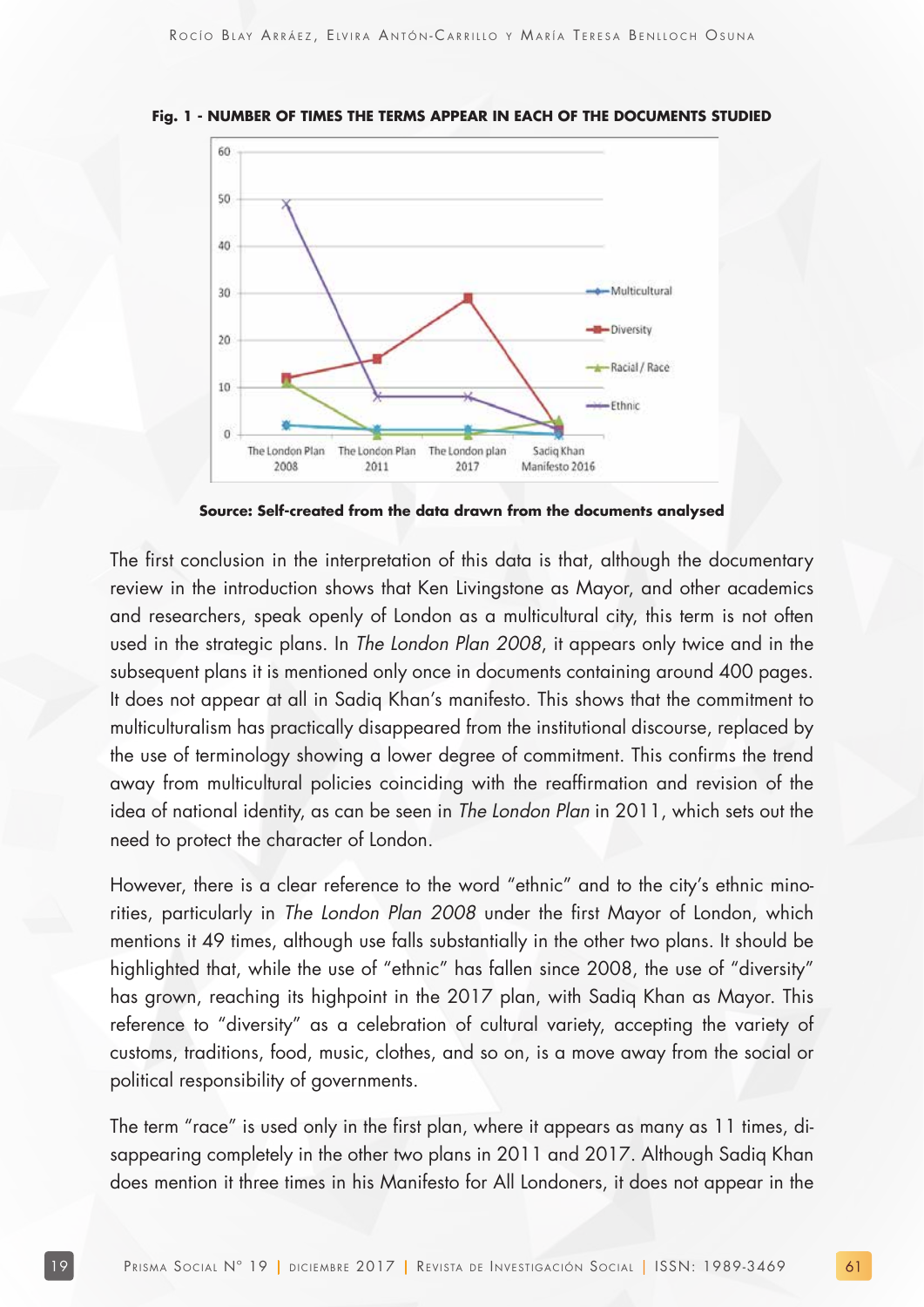**Fig. 1 - NUMBER OF TIMES THE TERMS APPEAR IN EACH OF THE DOCUMENTS STUDIED**

**Source: Self-created from the data drawn from the documents analysed**

The first conclusion in the interpretation of this data is that, although the documentary review in the introduction shows that Ken Livingstone as Mayor, and other academics and researchers, speak openly of London as a multicultural city, this term is not often used in the strategic plans. In *The London Plan 2008*, it appears only twice and in the subsequent plans it is mentioned only once in documents containing around 400 pages. It does not appear at all in Sadiq Khan's manifesto. This shows that the commitment to multiculturalism has practically disappeared from the institutional discourse, replaced by the use of terminology showing a lower degree of commitment. This confirms the trend away from multicultural policies coinciding with the reaffirmation and revision of the idea of national identity, as can be seen in *The London Plan* in 2011, which sets out the need to protect the character of London.

However, there is a clear reference to the word "ethnic" and to the city's ethnic minorities, particularly in *The London Plan 2008* under the first Mayor of London, which mentions it 49 times, although use falls substantially in the other two plans. It should be highlighted that, while the use of "ethnic" has fallen since 2008, the use of "diversity" has grown, reaching its highpoint in the 2017 plan, with Sadiq Khan as Mayor. This reference to "diversity" as a celebration of cultural variety, accepting the variety of customs, traditions, food, music, clothes, and so on, is a move away from the social or political responsibility of governments.

The term "race" is used only in the first plan, where it appears as many as 11 times, disappearing completely in the other two plans in 2011 and 2017. Although Sadiq Khan does mention it three times in his Manifesto for All Londoners, it does not appear in the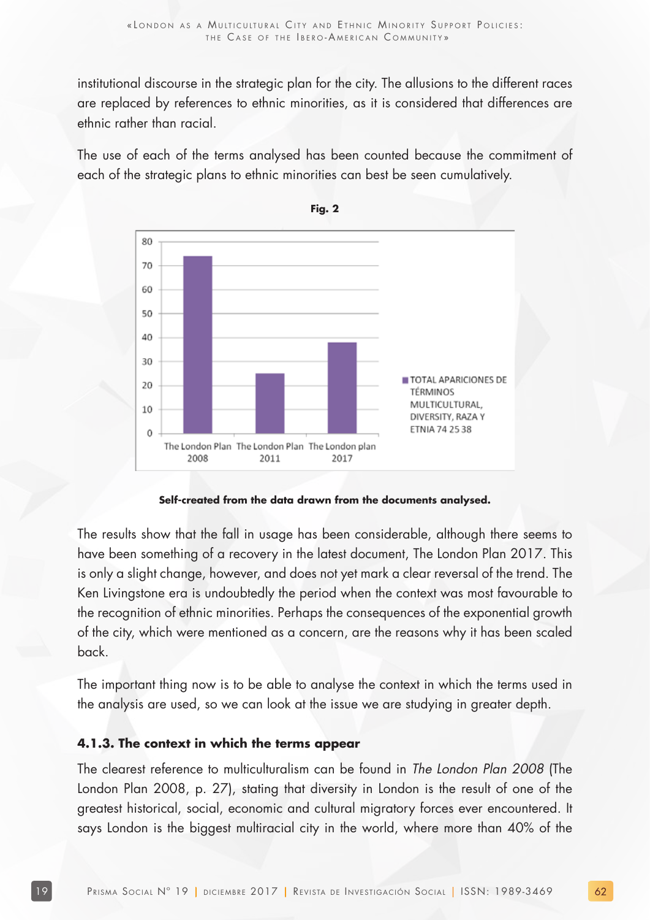institutional discourse in the strategic plan for the city. The allusions to the different races are replaced by references to ethnic minorities, as it is considered that differences are ethnic rather than racial.

The use of each of the terms analysed has been counted because the commitment of each of the strategic plans to ethnic minorities can best be seen cumulatively.

**Fig. 2**

**Self-created from the data drawn from the documents analysed.**

The results show that the fall in usage has been considerable, although there seems to have been something of a recovery in the latest document, The London Plan 2017. This is only a slight change, however, and does not yet mark a clear reversal of the trend. The Ken Livingstone era is undoubtedly the period when the context was most favourable to the recognition of ethnic minorities. Perhaps the consequences of the exponential growth of the city, which were mentioned as a concern, are the reasons why it has been scaled back.

The important thing now is to be able to analyse the context in which the terms used in the analysis are used, so we can look at the issue we are studying in greater depth.

#### 4.1.3. The context in which the terms appear

The clearest reference to multiculturalism can be found in *The London Plan 2008* (The London Plan 2008, p. 27), stating that diversity in London is the result of one of the greatest historical, social, economic and cultural migratory forces ever encountered. It says London is the biggest multiracial city in the world, where more than 40% of the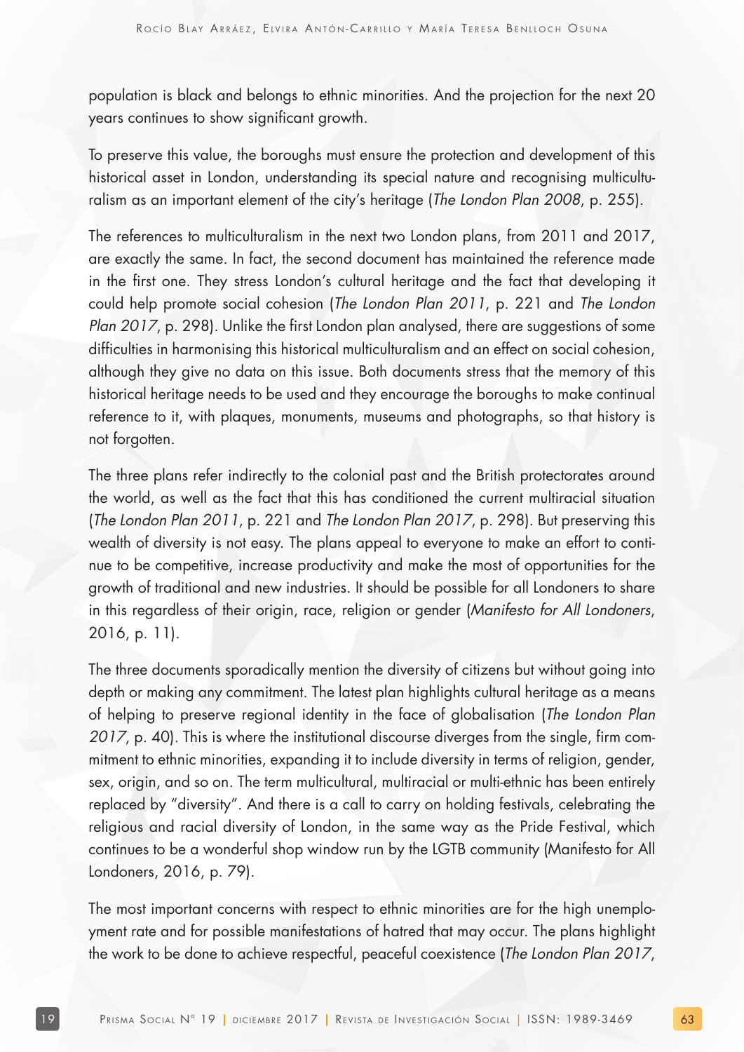population is black and belongs to ethnic minorities. And the projection for the next 20 years continues to show significant growth.

To preserve this value, the boroughs must ensure the protection and development of this historical asset in London, understanding its special nature and recognising multiculturalism as an important element of the city's heritage (*The London Plan 2008*, p. 255).

The references to multiculturalism in the next two London plans, from 2011 and 2017, are exactly the same. In fact, the second document has maintained the reference made in the first one. They stress London's cultural heritage and the fact that developing it could help promote social cohesion (*The London Plan 2011*, p. 221 and *The London Plan 2017*, p. 298). Unlike the first London plan analysed, there are suggestions of some difficulties in harmonising this historical multiculturalism and an effect on social cohesion, although they give no data on this issue. Both documents stress that the memory of this historical heritage needs to be used and they encourage the boroughs to make continual reference to it, with plaques, monuments, museums and photographs, so that history is not forgotten.

The three plans refer indirectly to the colonial past and the British protectorates around the world, as well as the fact that this has conditioned the current multiracial situation (*The London Plan 2011*, p. 221 and *The London Plan 2017*, p. 298). But preserving this wealth of diversity is not easy. The plans appeal to everyone to make an effort to continue to be competitive, increase productivity and make the most of opportunities for the growth of traditional and new industries. It should be possible for all Londoners to share in this regardless of their origin, race, religion or gender (*Manifesto for All Londoners*, 2016, p. 11).

The three documents sporadically mention the diversity of citizens but without going into depth or making any commitment. The latest plan highlights cultural heritage as a means of helping to preserve regional identity in the face of globalisation (*The London Plan 2017*, p. 40). This is where the institutional discourse diverges from the single, firm commitment to ethnic minorities, expanding it to include diversity in terms of religion, gender, sex, origin, and so on. The term multicultural, multiracial or multi-ethnic has been entirely replaced by "diversity". And there is a call to carry on holding festivals, celebrating the religious and racial diversity of London, in the same way as the Pride Festival, which continues to be a wonderful shop window run by the LGTB community (Manifesto for All Londoners, 2016, p. 79).

The most important concerns with respect to ethnic minorities are for the high unemployment rate and for possible manifestations of hatred that may occur. The plans highlight the work to be done to achieve respectful, peaceful coexistence (*The London Plan 2017*,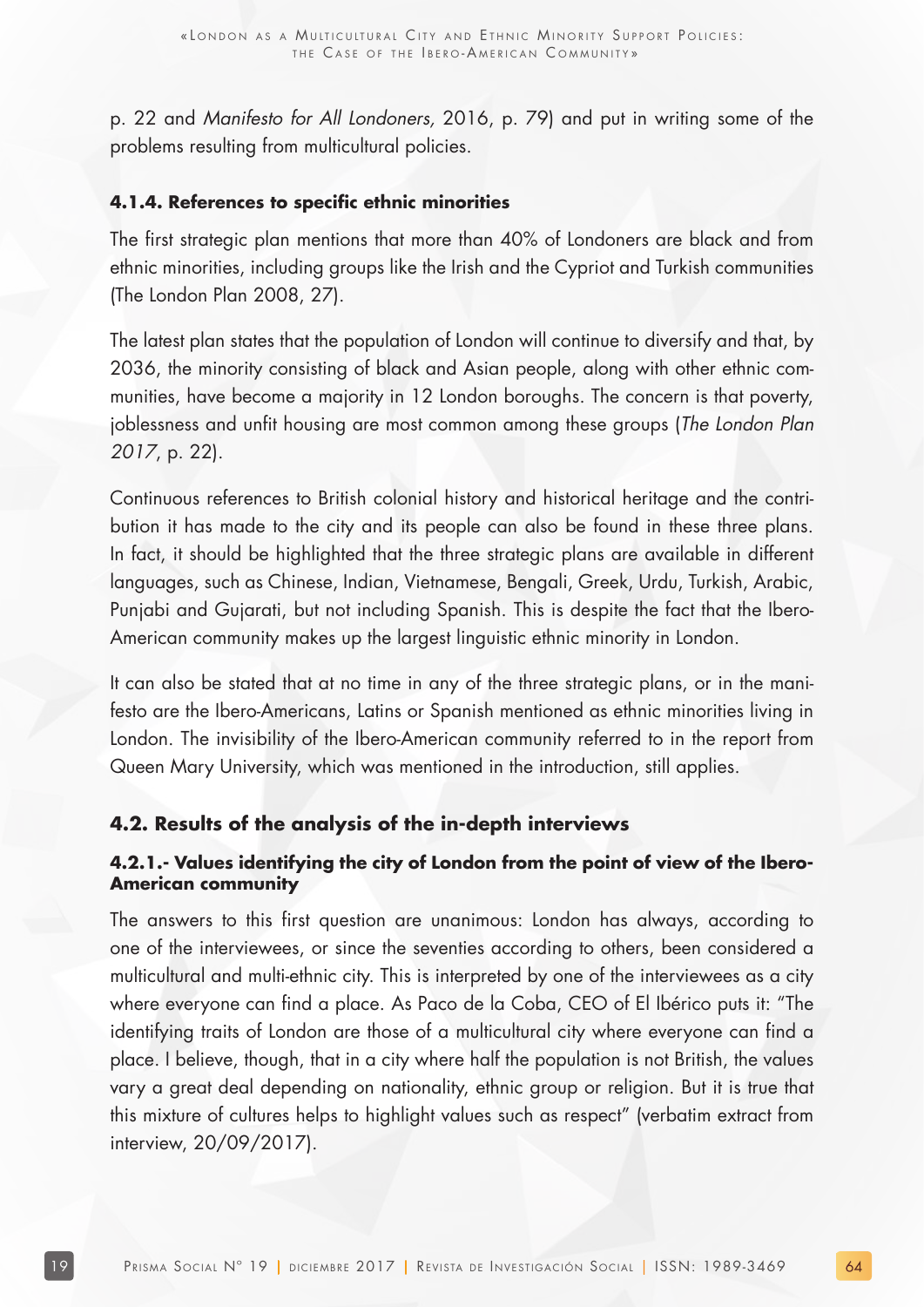p. 22 and *Manifesto for All Londoners,* 2016, p. 79) and put in writing some of the problems resulting from multicultural policies.

#### 4.1.4. References to specific ethnic minorities

The first strategic plan mentions that more than 40% of Londoners are black and from ethnic minorities, including groups like the Irish and the Cypriot and Turkish communities (The London Plan 2008, 27).

The latest plan states that the population of London will continue to diversify and that, by 2036, the minority consisting of black and Asian people, along with other ethnic communities, have become a majority in 12 London boroughs. The concern is that poverty, joblessness and unfit housing are most common among these groups (*The London Plan 2017*, p. 22).

Continuous references to British colonial history and historical heritage and the contribution it has made to the city and its people can also be found in these three plans. In fact, it should be highlighted that the three strategic plans are available in different languages, such as Chinese, Indian, Vietnamese, Bengali, Greek, Urdu, Turkish, Arabic, Punjabi and Gujarati, but not including Spanish. This is despite the fact that the Ibero-American community makes up the largest linguistic ethnic minority in London.

It can also be stated that at no time in any of the three strategic plans, or in the manifesto are the Ibero-Americans, Latins or Spanish mentioned as ethnic minorities living in London. The invisibility of the Ibero-American community referred to in the report from Queen Mary University, which was mentioned in the introduction, still applies.

### 4.2. Results of the analysis of the in-depth interviews

#### 4.2.1.- Values identifying the city of London from the point of view of the Ibero-American community

The answers to this first question are unanimous: London has always, according to one of the interviewees, or since the seventies according to others, been considered a multicultural and multi-ethnic city. This is interpreted by one of the interviewees as a city where everyone can find a place. As Paco de la Coba, CEO of El Ibérico puts it: "The identifying traits of London are those of a multicultural city where everyone can find a place. I believe, though, that in a city where half the population is not British, the values vary a great deal depending on nationality, ethnic group or religion. But it is true that this mixture of cultures helps to highlight values such as respect" (verbatim extract from interview, 20/09/2017).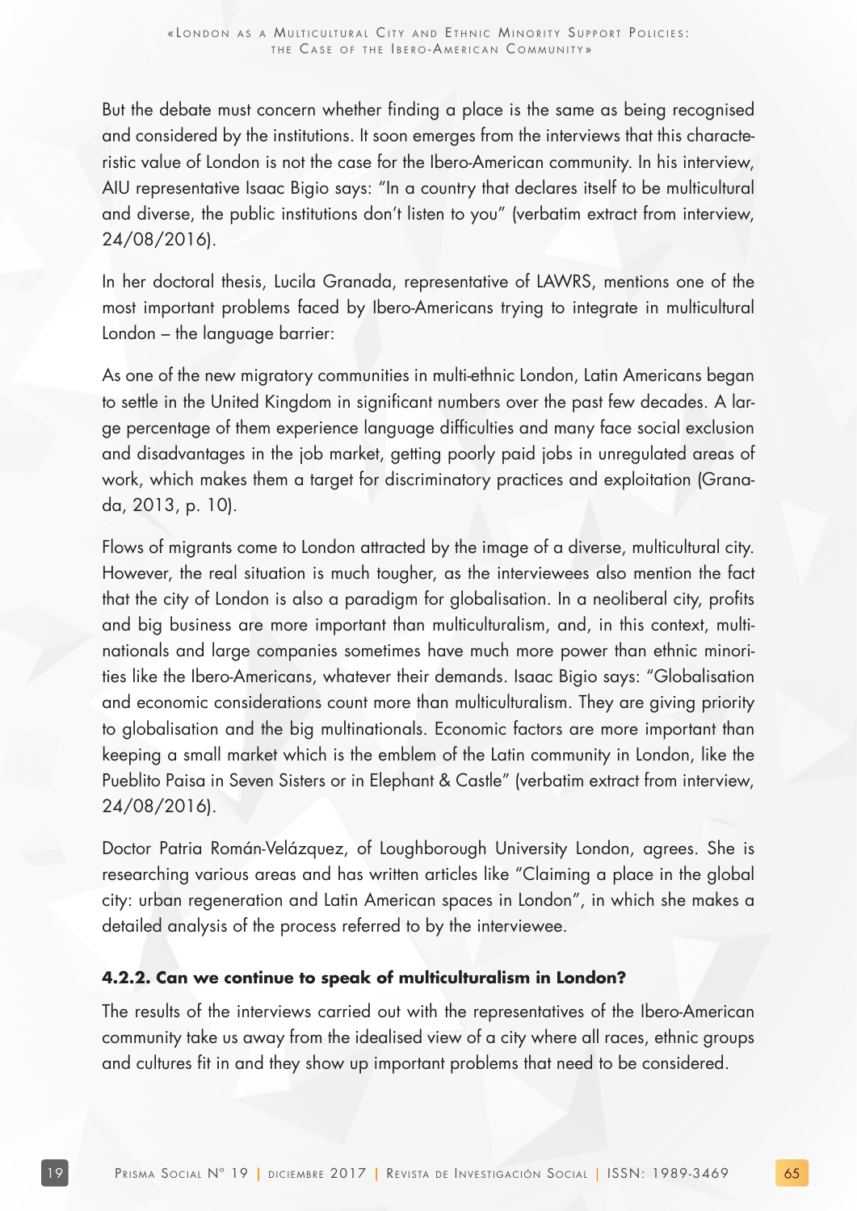But the debate must concern whether finding a place is the same as being recognised and considered by the institutions. It soon emerges from the interviews that this characteristic value of London is not the case for the Ibero-American community. In his interview, AIU representative Isaac Bigio says: "In a country that declares itself to be multicultural and diverse, the public institutions don't listen to you" (verbatim extract from interview, 24/08/2016).

In her doctoral thesis, Lucila Granada, representative of LAWRS, mentions one of the most important problems faced by Ibero-Americans trying to integrate in multicultural London – the language barrier:

As one of the new migratory communities in multi-ethnic London, Latin Americans began to settle in the United Kingdom in significant numbers over the past few decades. A large percentage of them experience language difficulties and many face social exclusion and disadvantages in the job market, getting poorly paid jobs in unregulated areas of work, which makes them a target for discriminatory practices and exploitation (Granada, 2013, p. 10).

Flows of migrants come to London attracted by the image of a diverse, multicultural city. However, the real situation is much tougher, as the interviewees also mention the fact that the city of London is also a paradigm for globalisation. In a neoliberal city, profits and big business are more important than multiculturalism, and, in this context, multinationals and large companies sometimes have much more power than ethnic minorities like the Ibero-Americans, whatever their demands. Isaac Bigio says: "Globalisation and economic considerations count more than multiculturalism. They are giving priority to globalisation and the big multinationals. Economic factors are more important than keeping a small market which is the emblem of the Latin community in London, like the Pueblito Paisa in Seven Sisters or in Elephant & Castle" (verbatim extract from interview, 24/08/2016).

Doctor Patria Román-Velázquez, of Loughborough University London, agrees. She is researching various areas and has written articles like "Claiming a place in the global city: urban regeneration and Latin American spaces in London", in which she makes a detailed analysis of the process referred to by the interviewee.

#### 4.2.2. Can we continue to speak of multiculturalism in London?

The results of the interviews carried out with the representatives of the Ibero-American community take us away from the idealised view of a city where all races, ethnic groups and cultures fit in and they show up important problems that need to be considered.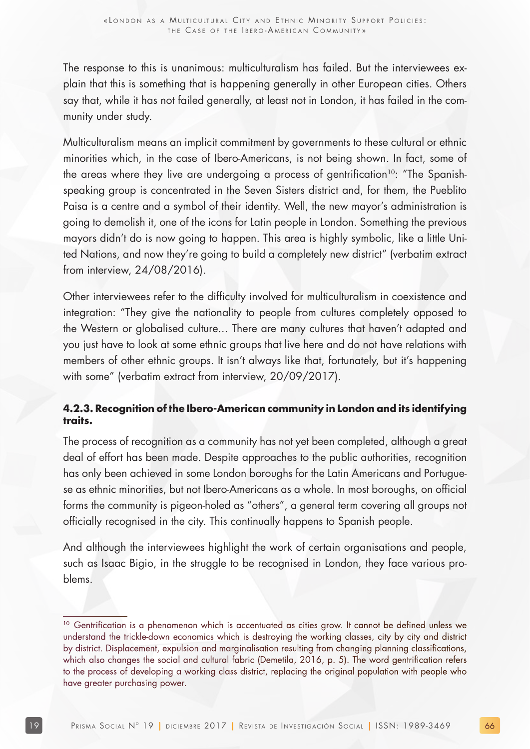The response to this is unanimous: multiculturalism has failed. But the interviewees explain that this is something that is happening generally in other European cities. Others say that, while it has not failed generally, at least not in London, it has failed in the community under study.

Multiculturalism means an implicit commitment by governments to these cultural or ethnic minorities which, in the case of Ibero-Americans, is not being shown. In fact, some of the areas where they live are undergoing a process of gentrification[10]: "The Spanish-speaking group is concentrated in the Seven Sisters district and, for them, the Pueblito Paisa is a centre and a symbol of their identity. Well, the new mayor's administration is going to demolish it, one of the icons for Latin people in London. Something the previous mayors didn't do is now going to happen. This area is highly symbolic, like a little United Nations, and now they're going to build a completely new district" (verbatim extract from interview, 24/08/2016).

Other interviewees refer to the difficulty involved for multiculturalism in coexistence and integration: "They give the nationality to people from cultures completely opposed to the Western or globalised culture... There are many cultures that haven't adapted and you just have to look at some ethnic groups that live here and do not have relations with members of other ethnic groups. It isn't always like that, fortunately, but it's happening with some" (verbatim extract from interview, 20/09/2017).

#### 4.2.3. Recognition of the Ibero-American community in London and its identifying traits.

The process of recognition as a community has not yet been completed, although a great deal of effort has been made. Despite approaches to the public authorities, recognition has only been achieved in some London boroughs for the Latin Americans and Portuguese as ethnic minorities, but not Ibero-Americans as a whole. In most boroughs, on official forms the community is pigeon-holed as "others", a general term covering all groups not officially recognised in the city. This continually happens to Spanish people.

And although the interviewees highlight the work of certain organisations and people, such as Isaac Bigio, in the struggle to be recognised in London, they face various problems.

---

[10] Gentrification is a phenomenon which is accentuated as cities grow. It cannot be defined unless we understand the trickle-down economics which is destroying the working classes, city by city and district by district. Displacement, expulsion and marginalisation resulting from changing planning classifications, which also changes the social and cultural fabric (Demetila, 2016, p. 5). The word gentrification refers to the process of developing a working class district, replacing the original population with people who have greater purchasing power.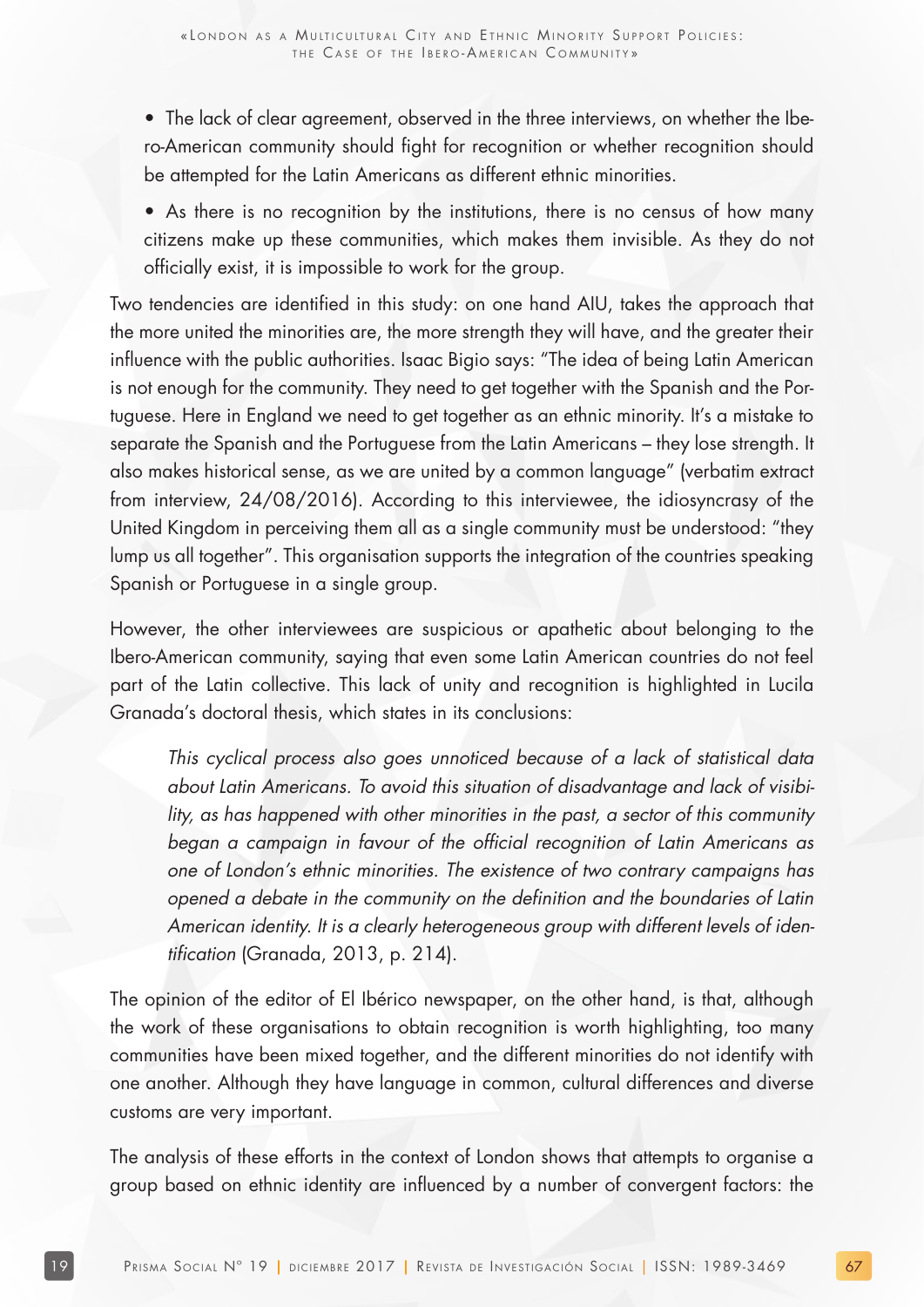- The lack of clear agreement, observed in the three interviews, on whether the Ibero-American community should fight for recognition or whether recognition should be attempted for the Latin Americans as different ethnic minorities.
- As there is no recognition by the institutions, there is no census of how many citizens make up these communities, which makes them invisible. As they do not officially exist, it is impossible to work for the group.

Two tendencies are identified in this study: on one hand AIU, takes the approach that the more united the minorities are, the more strength they will have, and the greater their influence with the public authorities. Isaac Bigio says: "The idea of being Latin American is not enough for the community. They need to get together with the Spanish and the Portuguese. Here in England we need to get together as an ethnic minority. It's a mistake to separate the Spanish and the Portuguese from the Latin Americans – they lose strength. It also makes historical sense, as we are united by a common language" (verbatim extract from interview, 24/08/2016). According to this interviewee, the idiosyncrasy of the United Kingdom in perceiving them all as a single community must be understood: "they lump us all together". This organisation supports the integration of the countries speaking Spanish or Portuguese in a single group.

However, the other interviewees are suspicious or apathetic about belonging to the Ibero-American community, saying that even some Latin American countries do not feel part of the Latin collective. This lack of unity and recognition is highlighted in Lucila Granada's doctoral thesis, which states in its conclusions:

> *This cyclical process also goes unnoticed because of a lack of statistical data about Latin Americans. To avoid this situation of disadvantage and lack of visibility, as has happened with other minorities in the past, a sector of this community began a campaign in favour of the official recognition of Latin Americans as one of London's ethnic minorities. The existence of two contrary campaigns has opened a debate in the community on the definition and the boundaries of Latin American identity. It is a clearly heterogeneous group with different levels of identification* (Granada, 2013, p. 214).

The opinion of the editor of El Ibérico newspaper, on the other hand, is that, although the work of these organisations to obtain recognition is worth highlighting, too many communities have been mixed together, and the different minorities do not identify with one another. Although they have language in common, cultural differences and diverse customs are very important.

The analysis of these efforts in the context of London shows that attempts to organise a group based on ethnic identity are influenced by a number of convergent factors: the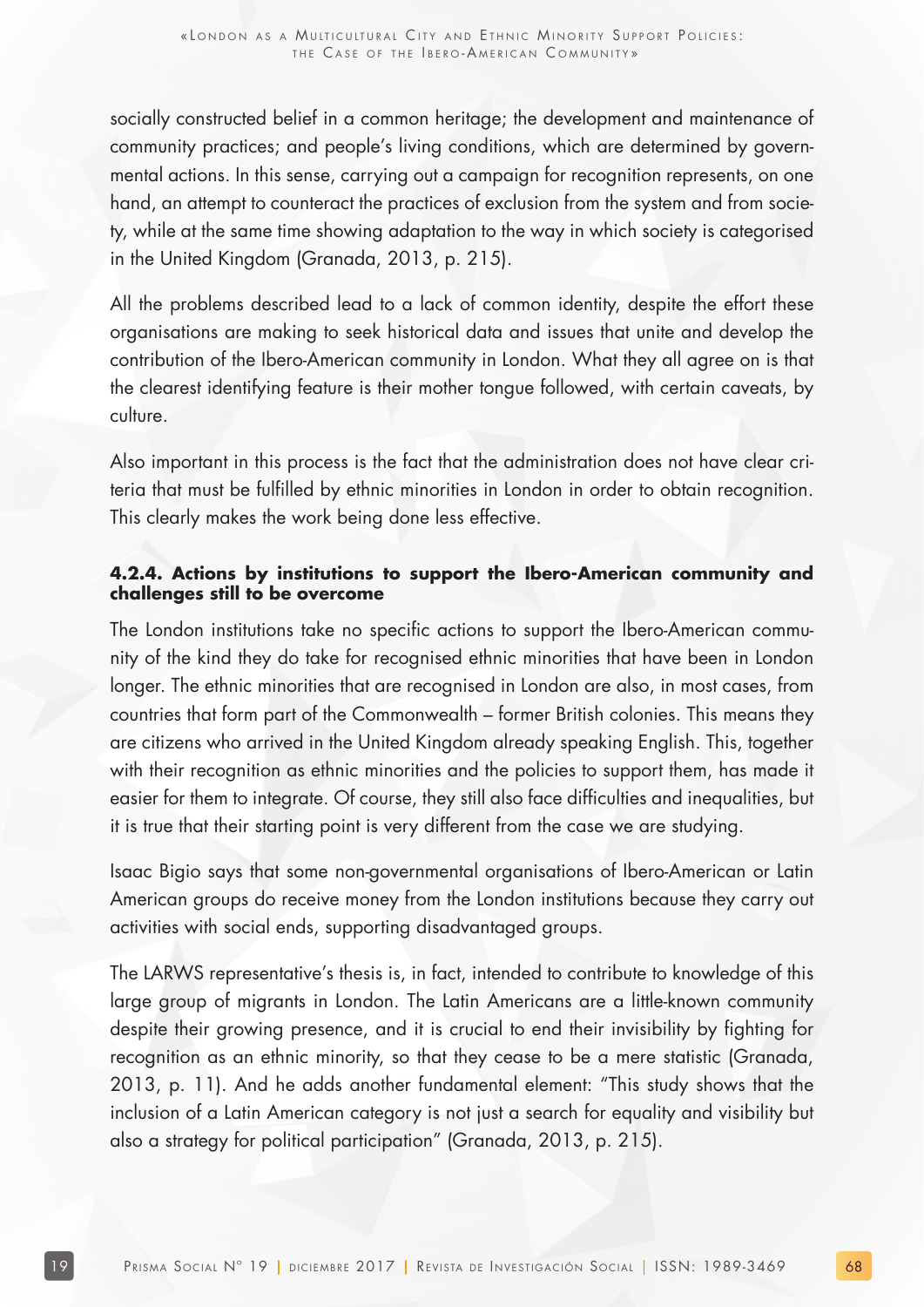socially constructed belief in a common heritage; the development and maintenance of community practices; and people's living conditions, which are determined by governmental actions. In this sense, carrying out a campaign for recognition represents, on one hand, an attempt to counteract the practices of exclusion from the system and from society, while at the same time showing adaptation to the way in which society is categorised in the United Kingdom (Granada, 2013, p. 215).

All the problems described lead to a lack of common identity, despite the effort these organisations are making to seek historical data and issues that unite and develop the contribution of the Ibero-American community in London. What they all agree on is that the clearest identifying feature is their mother tongue followed, with certain caveats, by culture.

Also important in this process is the fact that the administration does not have clear criteria that must be fulfilled by ethnic minorities in London in order to obtain recognition. This clearly makes the work being done less effective.

#### 4.2.4. Actions by institutions to support the Ibero-American community and challenges still to be overcome

The London institutions take no specific actions to support the Ibero-American community of the kind they do take for recognised ethnic minorities that have been in London longer. The ethnic minorities that are recognised in London are also, in most cases, from countries that form part of the Commonwealth – former British colonies. This means they are citizens who arrived in the United Kingdom already speaking English. This, together with their recognition as ethnic minorities and the policies to support them, has made it easier for them to integrate. Of course, they still also face difficulties and inequalities, but it is true that their starting point is very different from the case we are studying.

Isaac Bigio says that some non-governmental organisations of Ibero-American or Latin American groups do receive money from the London institutions because they carry out activities with social ends, supporting disadvantaged groups.

The LARWS representative's thesis is, in fact, intended to contribute to knowledge of this large group of migrants in London. The Latin Americans are a little-known community despite their growing presence, and it is crucial to end their invisibility by fighting for recognition as an ethnic minority, so that they cease to be a mere statistic (Granada, 2013, p. 11). And he adds another fundamental element: "This study shows that the inclusion of a Latin American category is not just a search for equality and visibility but also a strategy for political participation" (Granada, 2013, p. 215).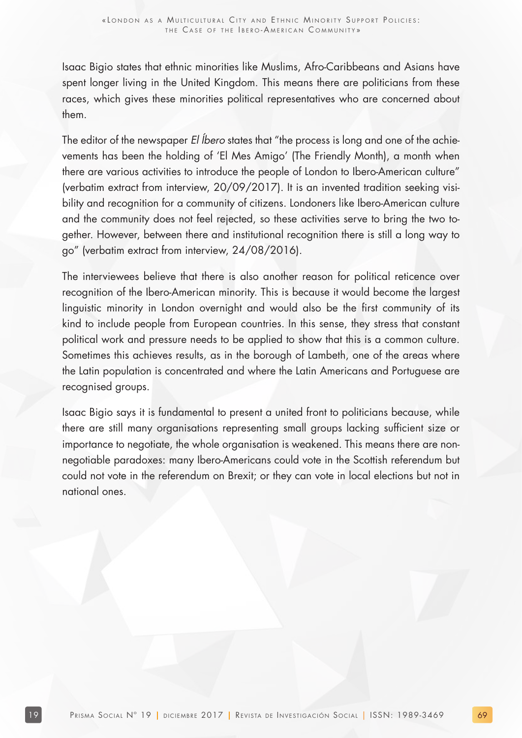Isaac Bigio states that ethnic minorities like Muslims, Afro-Caribbeans and Asians have spent longer living in the United Kingdom. This means there are politicians from these races, which gives these minorities political representatives who are concerned about them.

The editor of the newspaper *El Íbero* states that "the process is long and one of the achievements has been the holding of 'El Mes Amigo' (The Friendly Month), a month when there are various activities to introduce the people of London to Ibero-American culture" (verbatim extract from interview, 20/09/2017). It is an invented tradition seeking visibility and recognition for a community of citizens. Londoners like Ibero-American culture and the community does not feel rejected, so these activities serve to bring the two together. However, between there and institutional recognition there is still a long way to go" (verbatim extract from interview, 24/08/2016).

The interviewees believe that there is also another reason for political reticence over recognition of the Ibero-American minority. This is because it would become the largest linguistic minority in London overnight and would also be the first community of its kind to include people from European countries. In this sense, they stress that constant political work and pressure needs to be applied to show that this is a common culture. Sometimes this achieves results, as in the borough of Lambeth, one of the areas where the Latin population is concentrated and where the Latin Americans and Portuguese are recognised groups.

Isaac Bigio says it is fundamental to present a united front to politicians because, while there are still many organisations representing small groups lacking sufficient size or importance to negotiate, the whole organisation is weakened. This means there are non-negotiable paradoxes: many Ibero-Americans could vote in the Scottish referendum but could not vote in the referendum on Brexit; or they can vote in local elections but not in national ones.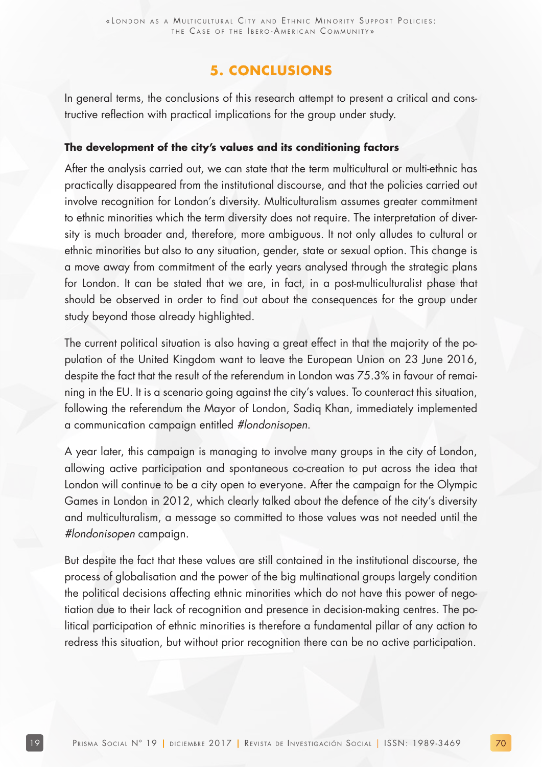## 5. CONCLUSIONS

In general terms, the conclusions of this research attempt to present a critical and constructive reflection with practical implications for the group under study.

**The development of the city's values and its conditioning factors**

After the analysis carried out, we can state that the term multicultural or multi-ethnic has practically disappeared from the institutional discourse, and that the policies carried out involve recognition for London's diversity. Multiculturalism assumes greater commitment to ethnic minorities which the term diversity does not require. The interpretation of diversity is much broader and, therefore, more ambiguous. It not only alludes to cultural or ethnic minorities but also to any situation, gender, state or sexual option. This change is a move away from commitment of the early years analysed through the strategic plans for London. It can be stated that we are, in fact, in a post-multiculturalist phase that should be observed in order to find out about the consequences for the group under study beyond those already highlighted.

The current political situation is also having a great effect in that the majority of the population of the United Kingdom want to leave the European Union on 23 June 2016, despite the fact that the result of the referendum in London was 75.3% in favour of remaining in the EU. It is a scenario going against the city's values. To counteract this situation, following the referendum the Mayor of London, Sadiq Khan, immediately implemented a communication campaign entitled *#londonisopen*.

A year later, this campaign is managing to involve many groups in the city of London, allowing active participation and spontaneous co-creation to put across the idea that London will continue to be a city open to everyone. After the campaign for the Olympic Games in London in 2012, which clearly talked about the defence of the city's diversity and multiculturalism, a message so committed to those values was not needed until the *#londonisopen* campaign.

But despite the fact that these values are still contained in the institutional discourse, the process of globalisation and the power of the big multinational groups largely condition the political decisions affecting ethnic minorities which do not have this power of negotiation due to their lack of recognition and presence in decision-making centres. The political participation of ethnic minorities is therefore a fundamental pillar of any action to redress this situation, but without prior recognition there can be no active participation.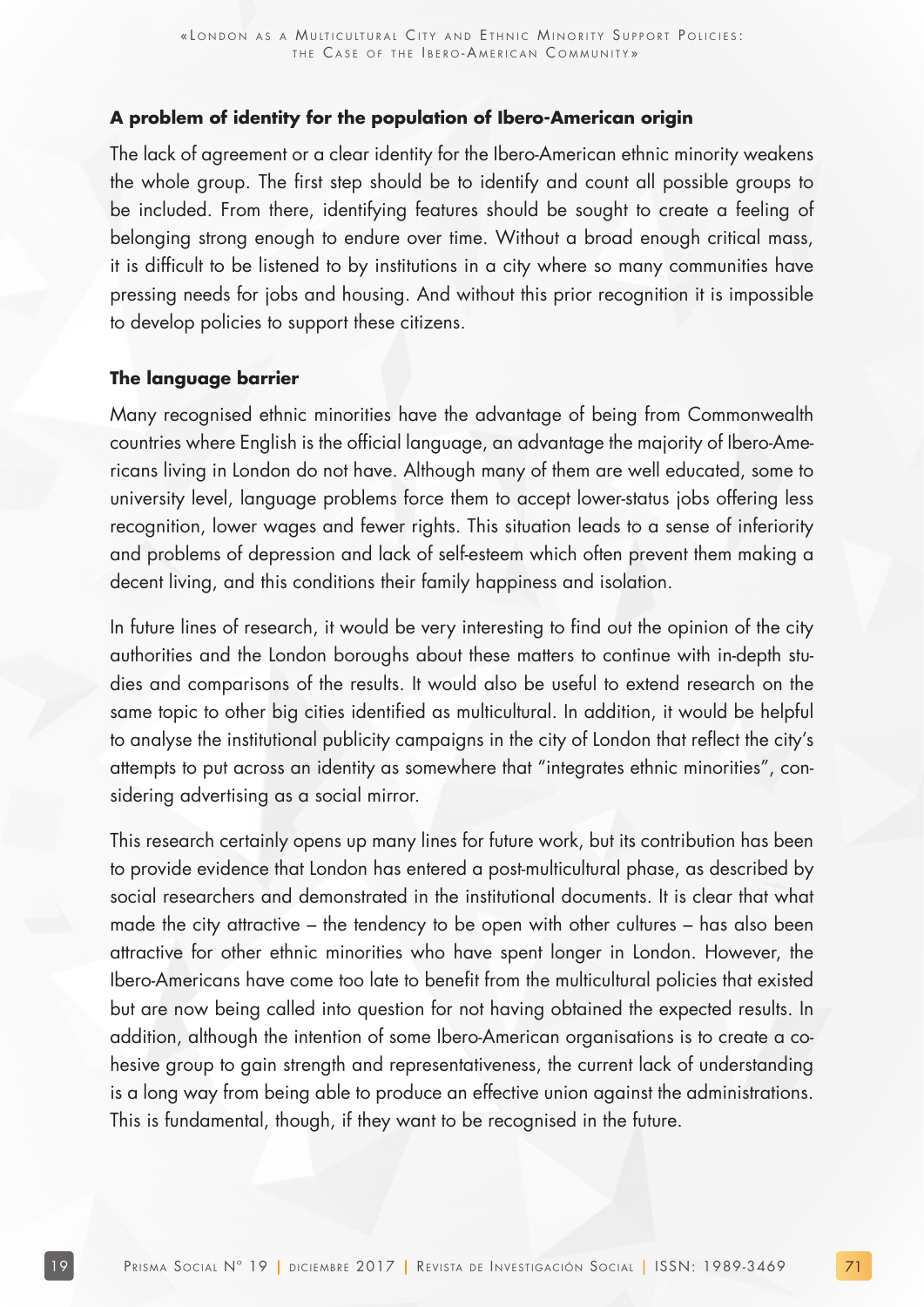### A problem of identity for the population of Ibero-American origin

The lack of agreement or a clear identity for the Ibero-American ethnic minority weakens the whole group. The first step should be to identify and count all possible groups to be included. From there, identifying features should be sought to create a feeling of belonging strong enough to endure over time. Without a broad enough critical mass, it is difficult to be listened to by institutions in a city where so many communities have pressing needs for jobs and housing. And without this prior recognition it is impossible to develop policies to support these citizens.

### The language barrier

Many recognised ethnic minorities have the advantage of being from Commonwealth countries where English is the official language, an advantage the majority of Ibero-Americans living in London do not have. Although many of them are well educated, some to university level, language problems force them to accept lower-status jobs offering less recognition, lower wages and fewer rights. This situation leads to a sense of inferiority and problems of depression and lack of self-esteem which often prevent them making a decent living, and this conditions their family happiness and isolation.

In future lines of research, it would be very interesting to find out the opinion of the city authorities and the London boroughs about these matters to continue with in-depth studies and comparisons of the results. It would also be useful to extend research on the same topic to other big cities identified as multicultural. In addition, it would be helpful to analyse the institutional publicity campaigns in the city of London that reflect the city's attempts to put across an identity as somewhere that "integrates ethnic minorities", considering advertising as a social mirror.

This research certainly opens up many lines for future work, but its contribution has been to provide evidence that London has entered a post-multicultural phase, as described by social researchers and demonstrated in the institutional documents. It is clear that what made the city attractive – the tendency to be open with other cultures – has also been attractive for other ethnic minorities who have spent longer in London. However, the Ibero-Americans have come too late to benefit from the multicultural policies that existed but are now being called into question for not having obtained the expected results. In addition, although the intention of some Ibero-American organisations is to create a cohesive group to gain strength and representativeness, the current lack of understanding is a long way from being able to produce an effective union against the administrations. This is fundamental, though, if they want to be recognised in the future.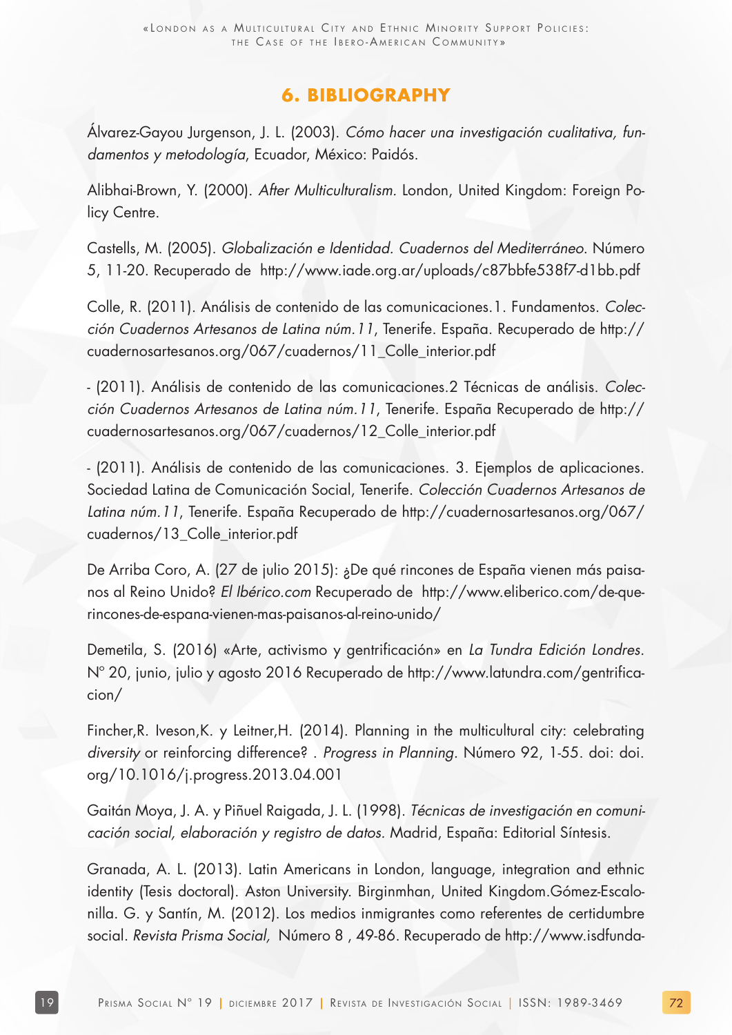## 6. BIBLIOGRAPHY

Álvarez-Gayou Jurgenson, J. L. (2003). *Cómo hacer una investigación cualitativa, fundamentos y metodología*, Ecuador, México: Paidós.

Alibhai-Brown, Y. (2000). *After Multiculturalism.* London, United Kingdom: Foreign Policy Centre.

Castells, M. (2005). *Globalización e Identidad. Cuadernos del Mediterráneo.* Número 5, 11-20. Recuperado de http://www.iade.org.ar/uploads/c87bbfe538f7-d1bb.pdf

Colle, R. (2011). Análisis de contenido de las comunicaciones.1. Fundamentos. *Colección Cuadernos Artesanos de Latina núm.11*, Tenerife. España. Recuperado de http://cuadernosartesanos.org/067/cuadernos/11_Colle_interior.pdf

- (2011). Análisis de contenido de las comunicaciones.2 Técnicas de análisis. *Colección Cuadernos Artesanos de Latina núm.11*, Tenerife. España Recuperado de http://cuadernosartesanos.org/067/cuadernos/12_Colle_interior.pdf

- (2011). Análisis de contenido de las comunicaciones. 3. Ejemplos de aplicaciones. Sociedad Latina de Comunicación Social, Tenerife. *Colección Cuadernos Artesanos de Latina núm.11*, Tenerife. España Recuperado de http://cuadernosartesanos.org/067/cuadernos/13_Colle_interior.pdf

De Arriba Coro, A. (27 de julio 2015): ¿De qué rincones de España vienen más paisanos al Reino Unido? *El Ibérico.com* Recuperado de http://www.eliberico.com/de-que-rincones-de-espana-vienen-mas-paisanos-al-reino-unido/

Demetila, S. (2016) «Arte, activismo y gentrificación» en *La Tundra Edición Londres*. Nº 20, junio, julio y agosto 2016 Recuperado de http://www.latundra.com/gentrificacion/

Fincher,R. Iveson,K. y Leitner,H. (2014). Planning in the multicultural city: celebrating *diversity* or reinforcing difference? . *Progress in Planning*. Número 92, 1-55. doi: doi.org/10.1016/j.progress.2013.04.001

Gaitán Moya, J. A. y Piñuel Raigada, J. L. (1998). *Técnicas de investigación en comunicación social, elaboración y registro de datos.* Madrid, España: Editorial Síntesis.

Granada, A. L. (2013). Latin Americans in London, language, integration and ethnic identity (Tesis doctoral). Aston University. Birginmhan, United Kingdom.Gómez-Escalonilla. G. y Santín, M. (2012). Los medios inmigrantes como referentes de certidumbre social. *Revista Prisma Social,* Número 8 , 49-86. Recuperado de http://www.isdfunda-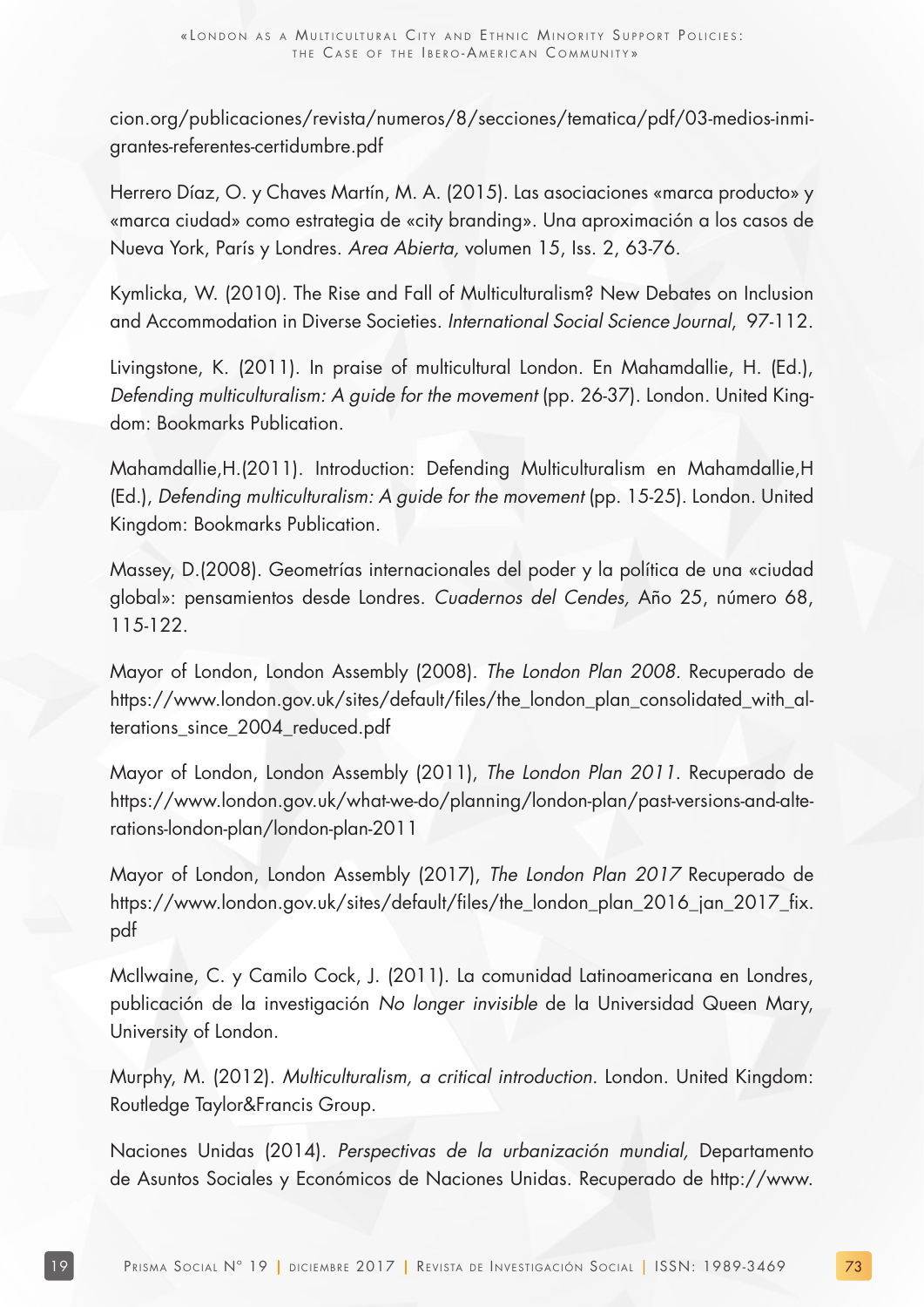cion.org/publicaciones/revista/numeros/8/secciones/tematica/pdf/03-medios-inmigrantes-referentes-certidumbre.pdf

Herrero Díaz, O. y Chaves Martín, M. A. (2015). Las asociaciones «marca producto» y «marca ciudad» como estrategia de «city branding». Una aproximación a los casos de Nueva York, París y Londres. *Area Abierta,* volumen 15, Iss. 2, 63-76.

Kymlicka, W. (2010). The Rise and Fall of Multiculturalism? New Debates on Inclusion and Accommodation in Diverse Societies. *International Social Science Journal*, 97-112.

Livingstone, K. (2011). In praise of multicultural London. En Mahamdallie, H. (Ed.), *Defending multiculturalism: A guide for the movement* (pp. 26-37). London. United Kingdom: Bookmarks Publication.

Mahamdallie,H.(2011). Introduction: Defending Multiculturalism en Mahamdallie,H (Ed.), *Defending multiculturalism: A guide for the movement* (pp. 15-25). London. United Kingdom: Bookmarks Publication.

Massey, D.(2008). Geometrías internacionales del poder y la política de una «ciudad global»: pensamientos desde Londres. *Cuadernos del Cendes,* Año 25, número 68, 115-122.

Mayor of London, London Assembly (2008). *The London Plan 2008*. Recuperado de https://www.london.gov.uk/sites/default/files/the_london_plan_consolidated_with_alterations_since_2004_reduced.pdf

Mayor of London, London Assembly (2011), *The London Plan 2011*. Recuperado de https://www.london.gov.uk/what-we-do/planning/london-plan/past-versions-and-alterations-london-plan/london-plan-2011

Mayor of London, London Assembly (2017), *The London Plan 2017* Recuperado de https://www.london.gov.uk/sites/default/files/the_london_plan_2016_jan_2017_fix.pdf

McIlwaine, C. y Camilo Cock, J. (2011). La comunidad Latinoamericana en Londres, publicación de la investigación *No longer invisible* de la Universidad Queen Mary, University of London.

Murphy, M. (2012). *Multiculturalism, a critical introduction*. London. United Kingdom: Routledge Taylor&Francis Group.

Naciones Unidas (2014). *Perspectivas de la urbanización mundial,* Departamento de Asuntos Sociales y Económicos de Naciones Unidas. Recuperado de http://www.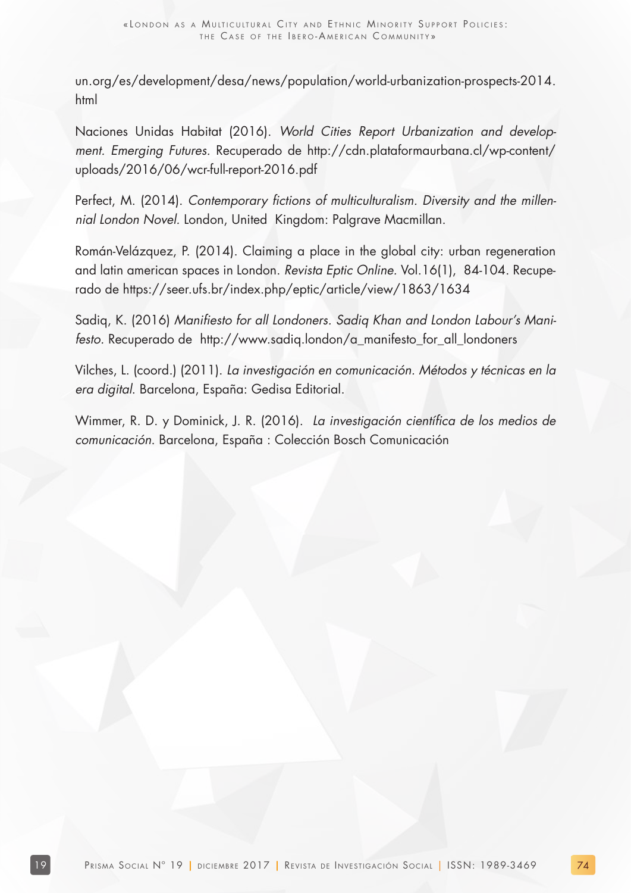un.org/es/development/desa/news/population/world-urbanization-prospects-2014.html

Naciones Unidas Habitat (2016). *World Cities Report Urbanization and development. Emerging Futures.* Recuperado de http://cdn.plataformaurbana.cl/wp-content/uploads/2016/06/wcr-full-report-2016.pdf

Perfect, M. (2014). *Contemporary fictions of multiculturalism. Diversity and the millennial London Novel.* London, United Kingdom: Palgrave Macmillan.

Román-Velázquez, P. (2014). Claiming a place in the global city: urban regeneration and latin american spaces in London. *Revista Eptic Online.* Vol.16(1), 84-104. Recuperado de https://seer.ufs.br/index.php/eptic/article/view/1863/1634

Sadiq, K. (2016) *Manifiesto for all Londoners. Sadiq Khan and London Labour's Manifesto.* Recuperado de http://www.sadiq.london/a_manifesto_for_all_londoners

Vilches, L. (coord.) (2011). *La investigación en comunicación. Métodos y técnicas en la era digital.* Barcelona, España: Gedisa Editorial.

Wimmer, R. D. y Dominick, J. R. (2016). *La investigación científica de los medios de comunicación.* Barcelona, España : Colección Bosch Comunicación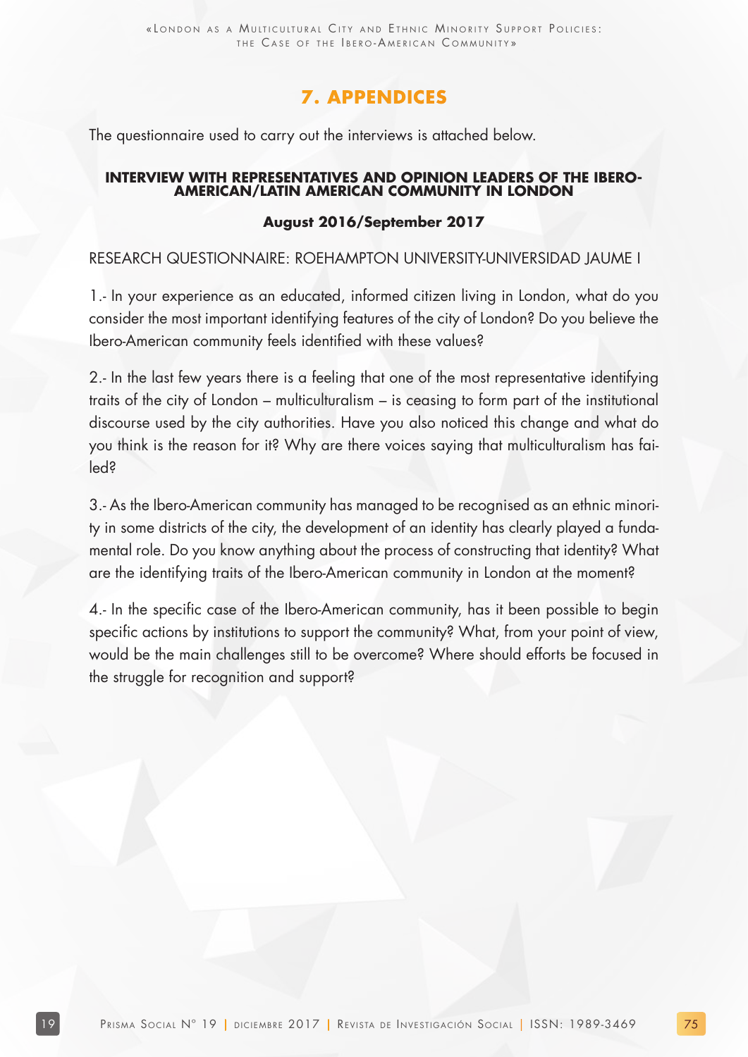# 7. APPENDICES

The questionnaire used to carry out the interviews is attached below.

**INTERVIEW WITH REPRESENTATIVES AND OPINION LEADERS OF THE IBERO-AMERICAN/LATIN AMERICAN COMMUNITY IN LONDON**

**August 2016/September 2017**

RESEARCH QUESTIONNAIRE: ROEHAMPTON UNIVERSITY-UNIVERSIDAD JAUME I

1.- In your experience as an educated, informed citizen living in London, what do you consider the most important identifying features of the city of London? Do you believe the Ibero-American community feels identified with these values?

2.- In the last few years there is a feeling that one of the most representative identifying traits of the city of London – multiculturalism – is ceasing to form part of the institutional discourse used by the city authorities. Have you also noticed this change and what do you think is the reason for it? Why are there voices saying that multiculturalism has failed?

3.- As the Ibero-American community has managed to be recognised as an ethnic minority in some districts of the city, the development of an identity has clearly played a fundamental role. Do you know anything about the process of constructing that identity? What are the identifying traits of the Ibero-American community in London at the moment?

4.- In the specific case of the Ibero-American community, has it been possible to begin specific actions by institutions to support the community? What, from your point of view, would be the main challenges still to be overcome? Where should efforts be focused in the struggle for recognition and support?